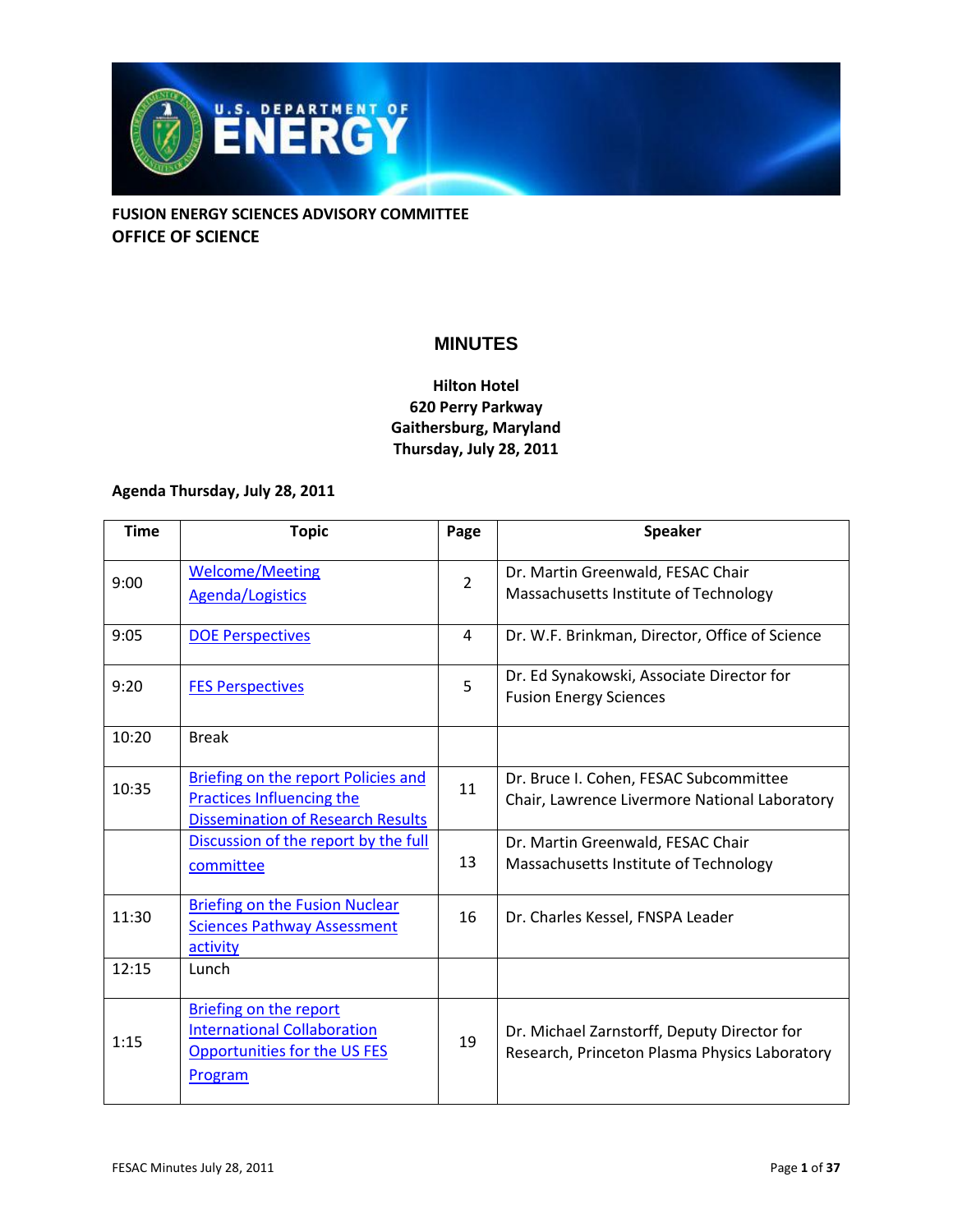**FUSION ENERGY SCIENCES ADVISORY COMMITTEE**
**OFFICE OF SCIENCE**

# MINUTES

**Hilton Hotel**
**620 Perry Parkway**
**Gaithersburg, Maryland**
**Thursday, July 28, 2011**

**Agenda Thursday, July 28, 2011**

| Time | Topic | Page | Speaker |
|---|---|---|---|
| 9:00 | Welcome/Meeting Agenda/Logistics | 2 | Dr. Martin Greenwald, FESAC Chair Massachusetts Institute of Technology |
| 9:05 | DOE Perspectives | 4 | Dr. W.F. Brinkman, Director, Office of Science |
| 9:20 | FES Perspectives | 5 | Dr. Ed Synakowski, Associate Director for Fusion Energy Sciences |
| 10:20 | Break | | |
| 10:35 | Briefing on the report Policies and Practices Influencing the Dissemination of Research Results | 11 | Dr. Bruce I. Cohen, FESAC Subcommittee Chair, Lawrence Livermore National Laboratory |
| | Discussion of the report by the full committee | 13 | Dr. Martin Greenwald, FESAC Chair Massachusetts Institute of Technology |
| 11:30 | Briefing on the Fusion Nuclear Sciences Pathway Assessment activity | 16 | Dr. Charles Kessel, FNSPA Leader |
| 12:15 | Lunch | | |
| 1:15 | Briefing on the report International Collaboration Opportunities for the US FES Program | 19 | Dr. Michael Zarnstorff, Deputy Director for Research, Princeton Plasma Physics Laboratory |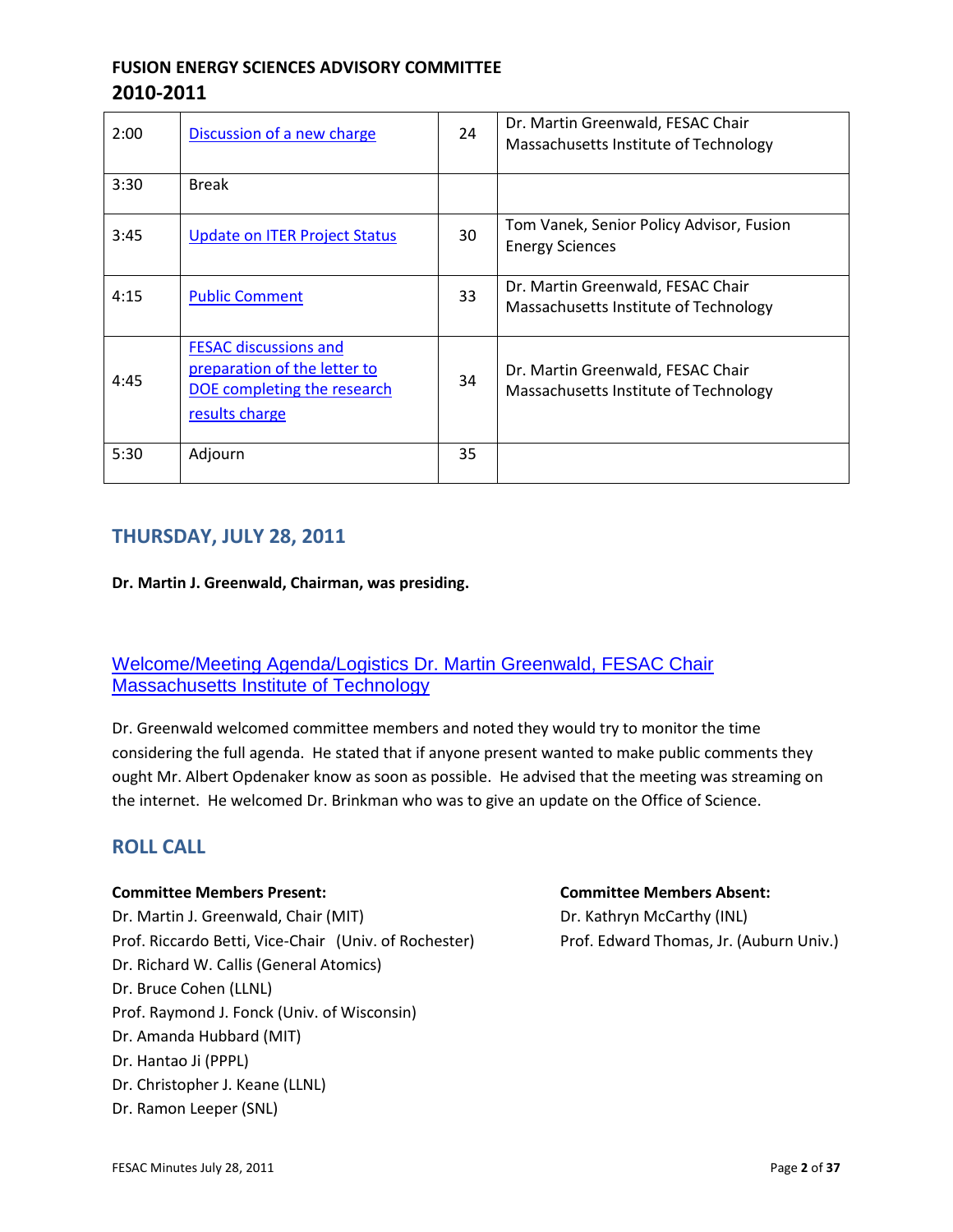## FUSION ENERGY SCIENCES ADVISORY COMMITTEE
## 2010-2011

| | | | |
|---|---|---|---|
| 2:00 | Discussion of a new charge | 24 | Dr. Martin Greenwald, FESAC Chair Massachusetts Institute of Technology |
| 3:30 | Break | | |
| 3:45 | Update on ITER Project Status | 30 | Tom Vanek, Senior Policy Advisor, Fusion Energy Sciences |
| 4:15 | Public Comment | 33 | Dr. Martin Greenwald, FESAC Chair Massachusetts Institute of Technology |
| 4:45 | FESAC discussions and preparation of the letter to DOE completing the research results charge | 34 | Dr. Martin Greenwald, FESAC Chair Massachusetts Institute of Technology |
| 5:30 | Adjourn | 35 | |

## THURSDAY, JULY 28, 2011

**Dr. Martin J. Greenwald, Chairman, was presiding.**

### Welcome/Meeting Agenda/Logistics Dr. Martin Greenwald, FESAC Chair Massachusetts Institute of Technology

Dr. Greenwald welcomed committee members and noted they would try to monitor the time considering the full agenda. He stated that if anyone present wanted to make public comments they ought Mr. Albert Opdenaker know as soon as possible. He advised that the meeting was streaming on the internet. He welcomed Dr. Brinkman who was to give an update on the Office of Science.

## ROLL CALL

**Committee Members Present:**

Dr. Martin J. Greenwald, Chair (MIT)
Prof. Riccardo Betti, Vice-Chair (Univ. of Rochester)
Dr. Richard W. Callis (General Atomics)
Dr. Bruce Cohen (LLNL)
Prof. Raymond J. Fonck (Univ. of Wisconsin)
Dr. Amanda Hubbard (MIT)
Dr. Hantao Ji (PPPL)
Dr. Christopher J. Keane (LLNL)
Dr. Ramon Leeper (SNL)

**Committee Members Absent:**

Dr. Kathryn McCarthy (INL)
Prof. Edward Thomas, Jr. (Auburn Univ.)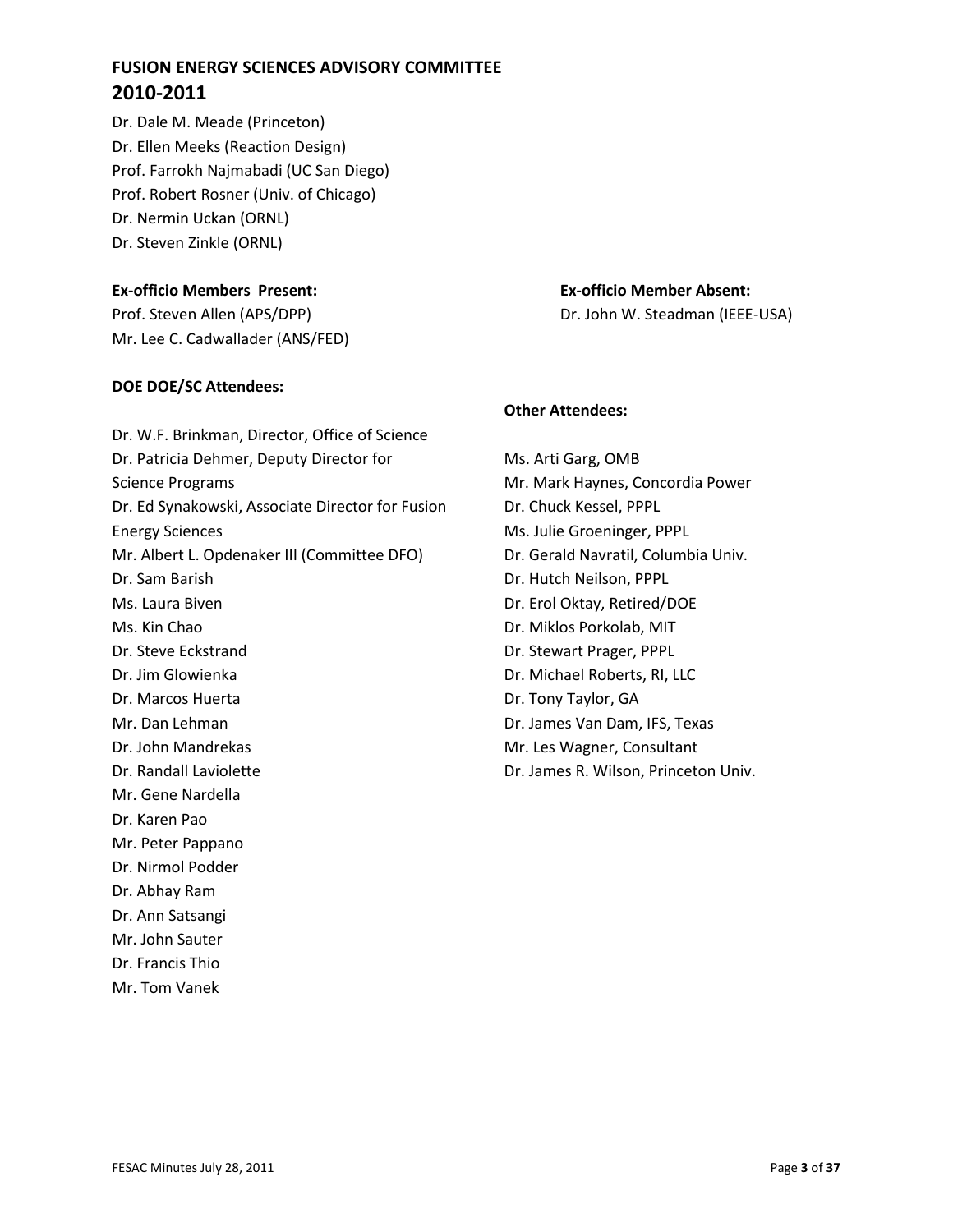## FUSION ENERGY SCIENCES ADVISORY COMMITTEE
## 2010-2011

Dr. Dale M. Meade (Princeton)
Dr. Ellen Meeks (Reaction Design)
Prof. Farrokh Najmabadi (UC San Diego)
Prof. Robert Rosner (Univ. of Chicago)
Dr. Nermin Uckan (ORNL)
Dr. Steven Zinkle (ORNL)

**Ex-officio Members Present:**

Prof. Steven Allen (APS/DPP)
Mr. Lee C. Cadwallader (ANS/FED)

**Ex-officio Member Absent:**

Dr. John W. Steadman (IEEE-USA)

**DOE DOE/SC Attendees:**

Dr. W.F. Brinkman, Director, Office of Science
Dr. Patricia Dehmer, Deputy Director for Science Programs
Dr. Ed Synakowski, Associate Director for Fusion Energy Sciences
Mr. Albert L. Opdenaker III (Committee DFO)
Dr. Sam Barish
Ms. Laura Biven
Ms. Kin Chao
Dr. Steve Eckstrand
Dr. Jim Glowienka
Dr. Marcos Huerta
Mr. Dan Lehman
Dr. John Mandrekas
Dr. Randall Laviolette
Mr. Gene Nardella
Dr. Karen Pao
Mr. Peter Pappano
Dr. Nirmol Podder
Dr. Abhay Ram
Dr. Ann Satsangi
Mr. John Sauter
Dr. Francis Thio
Mr. Tom Vanek

**Other Attendees:**

Ms. Arti Garg, OMB
Mr. Mark Haynes, Concordia Power
Dr. Chuck Kessel, PPPL
Ms. Julie Groeninger, PPPL
Dr. Gerald Navratil, Columbia Univ.
Dr. Hutch Neilson, PPPL
Dr. Erol Oktay, Retired/DOE
Dr. Miklos Porkolab, MIT
Dr. Stewart Prager, PPPL
Dr. Michael Roberts, RI, LLC
Dr. Tony Taylor, GA
Dr. James Van Dam, IFS, Texas
Mr. Les Wagner, Consultant
Dr. James R. Wilson, Princeton Univ.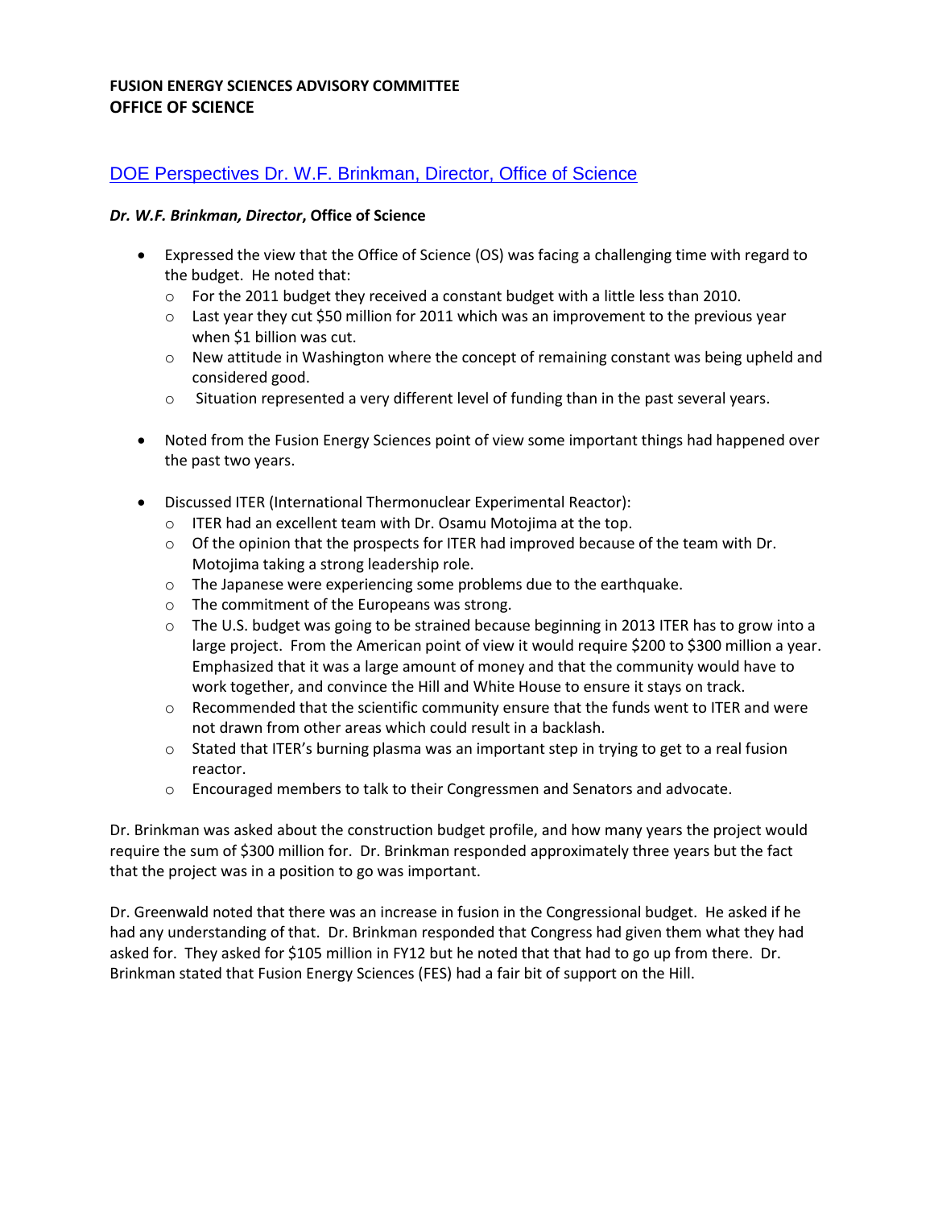**FUSION ENERGY SCIENCES ADVISORY COMMITTEE**
**OFFICE OF SCIENCE**

## DOE Perspectives Dr. W.F. Brinkman, Director, Office of Science

***Dr. W.F. Brinkman, Director*, Office of Science**

- Expressed the view that the Office of Science (OS) was facing a challenging time with regard to the budget. He noted that:
  - For the 2011 budget they received a constant budget with a little less than 2010.
  - Last year they cut $50 million for 2011 which was an improvement to the previous year when $1 billion was cut.
  - New attitude in Washington where the concept of remaining constant was being upheld and considered good.
  - Situation represented a very different level of funding than in the past several years.

- Noted from the Fusion Energy Sciences point of view some important things had happened over the past two years.

- Discussed ITER (International Thermonuclear Experimental Reactor):
  - ITER had an excellent team with Dr. Osamu Motojima at the top.
  - Of the opinion that the prospects for ITER had improved because of the team with Dr. Motojima taking a strong leadership role.
  - The Japanese were experiencing some problems due to the earthquake.
  - The commitment of the Europeans was strong.
  - The U.S. budget was going to be strained because beginning in 2013 ITER has to grow into a large project. From the American point of view it would require $200 to $300 million a year. Emphasized that it was a large amount of money and that the community would have to work together, and convince the Hill and White House to ensure it stays on track.
  - Recommended that the scientific community ensure that the funds went to ITER and were not drawn from other areas which could result in a backlash.
  - Stated that ITER's burning plasma was an important step in trying to get to a real fusion reactor.
  - Encouraged members to talk to their Congressmen and Senators and advocate.

Dr. Brinkman was asked about the construction budget profile, and how many years the project would require the sum of $300 million for. Dr. Brinkman responded approximately three years but the fact that the project was in a position to go was important.

Dr. Greenwald noted that there was an increase in fusion in the Congressional budget. He asked if he had any understanding of that. Dr. Brinkman responded that Congress had given them what they had asked for. They asked for $105 million in FY12 but he noted that that had to go up from there. Dr. Brinkman stated that Fusion Energy Sciences (FES) had a fair bit of support on the Hill.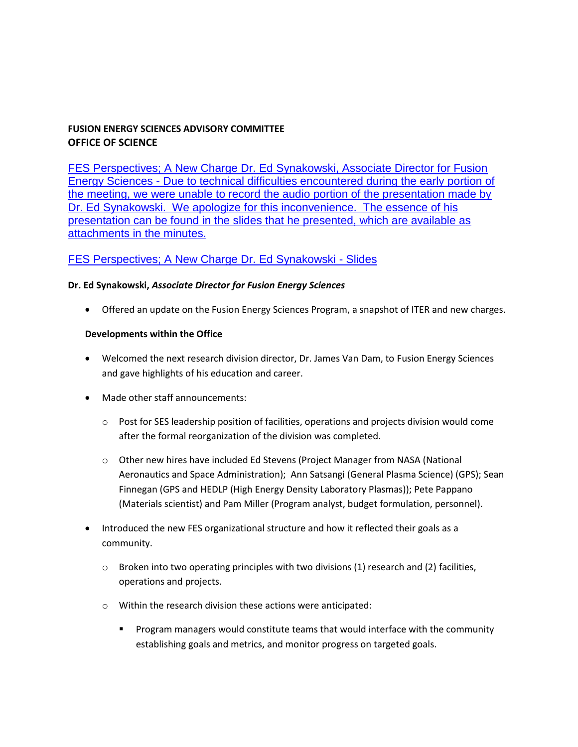**FUSION ENERGY SCIENCES ADVISORY COMMITTEE**
**OFFICE OF SCIENCE**

FES Perspectives; A New Charge Dr. Ed Synakowski, Associate Director for Fusion Energy Sciences - Due to technical difficulties encountered during the early portion of the meeting, we were unable to record the audio portion of the presentation made by Dr. Ed Synakowski. We apologize for this inconvenience. The essence of his presentation can be found in the slides that he presented, which are available as attachments in the minutes.

FES Perspectives; A New Charge Dr. Ed Synakowski - Slides

**Dr. Ed Synakowski, *Associate Director for Fusion Energy Sciences***

- Offered an update on the Fusion Energy Sciences Program, a snapshot of ITER and new charges.

**Developments within the Office**

- Welcomed the next research division director, Dr. James Van Dam, to Fusion Energy Sciences and gave highlights of his education and career.
- Made other staff announcements:
  - Post for SES leadership position of facilities, operations and projects division would come after the formal reorganization of the division was completed.
  - Other new hires have included Ed Stevens (Project Manager from NASA (National Aeronautics and Space Administration); Ann Satsangi (General Plasma Science) (GPS); Sean Finnegan (GPS and HEDLP (High Energy Density Laboratory Plasmas)); Pete Pappano (Materials scientist) and Pam Miller (Program analyst, budget formulation, personnel).
- Introduced the new FES organizational structure and how it reflected their goals as a community.
  - Broken into two operating principles with two divisions (1) research and (2) facilities, operations and projects.
  - Within the research division these actions were anticipated:
    - Program managers would constitute teams that would interface with the community establishing goals and metrics, and monitor progress on targeted goals.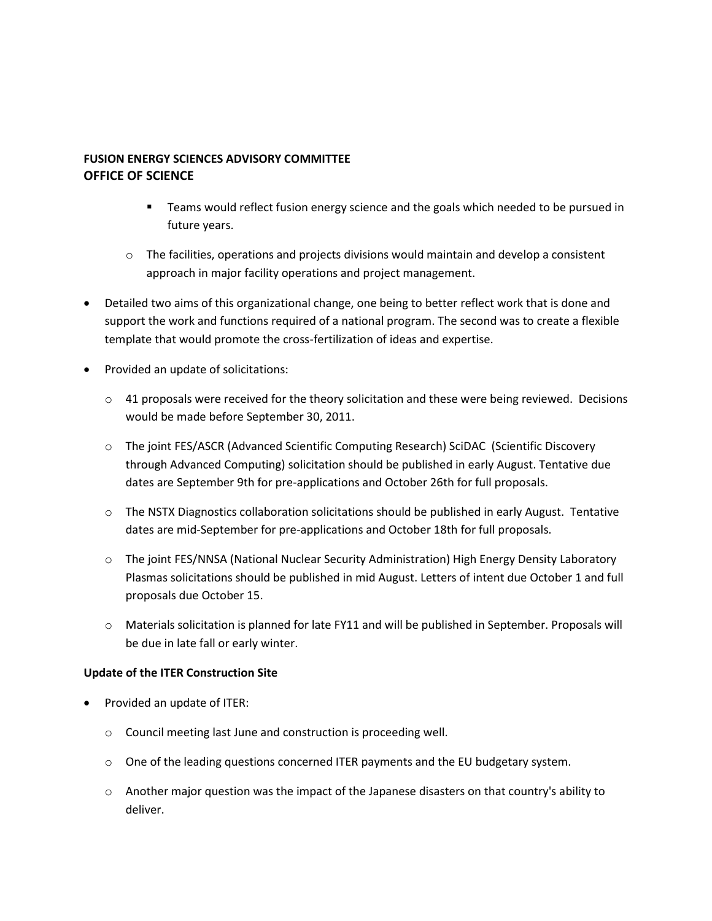**FUSION ENERGY SCIENCES ADVISORY COMMITTEE**
**OFFICE OF SCIENCE**

        - Teams would reflect fusion energy science and the goals which needed to be pursued in future years.
    - The facilities, operations and projects divisions would maintain and develop a consistent approach in major facility operations and project management.
- Detailed two aims of this organizational change, one being to better reflect work that is done and support the work and functions required of a national program. The second was to create a flexible template that would promote the cross-fertilization of ideas and expertise.
- Provided an update of solicitations:
    - 41 proposals were received for the theory solicitation and these were being reviewed. Decisions would be made before September 30, 2011.
    - The joint FES/ASCR (Advanced Scientific Computing Research) SciDAC (Scientific Discovery through Advanced Computing) solicitation should be published in early August. Tentative due dates are September 9th for pre-applications and October 26th for full proposals.
    - The NSTX Diagnostics collaboration solicitations should be published in early August. Tentative dates are mid-September for pre-applications and October 18th for full proposals.
    - The joint FES/NNSA (National Nuclear Security Administration) High Energy Density Laboratory Plasmas solicitations should be published in mid August. Letters of intent due October 1 and full proposals due October 15.
    - Materials solicitation is planned for late FY11 and will be published in September. Proposals will be due in late fall or early winter.

**Update of the ITER Construction Site**

- Provided an update of ITER:
    - Council meeting last June and construction is proceeding well.
    - One of the leading questions concerned ITER payments and the EU budgetary system.
    - Another major question was the impact of the Japanese disasters on that country's ability to deliver.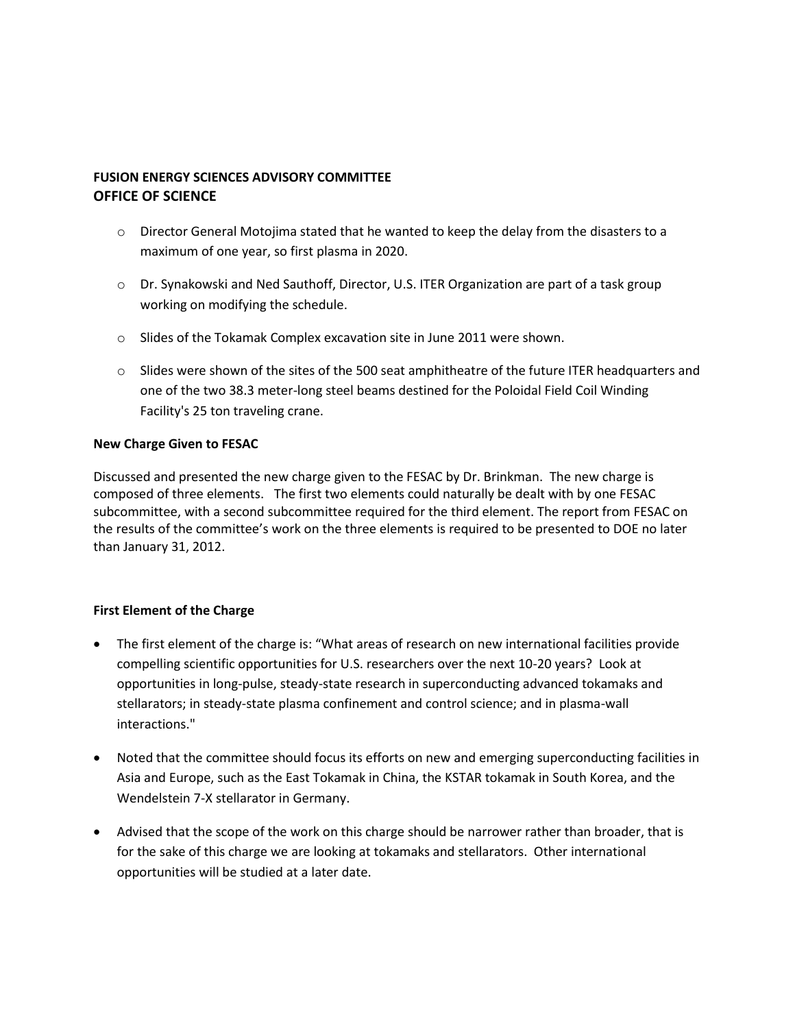**FUSION ENERGY SCIENCES ADVISORY COMMITTEE**
**OFFICE OF SCIENCE**

- Director General Motojima stated that he wanted to keep the delay from the disasters to a maximum of one year, so first plasma in 2020.
- Dr. Synakowski and Ned Sauthoff, Director, U.S. ITER Organization are part of a task group working on modifying the schedule.
- Slides of the Tokamak Complex excavation site in June 2011 were shown.
- Slides were shown of the sites of the 500 seat amphitheatre of the future ITER headquarters and one of the two 38.3 meter-long steel beams destined for the Poloidal Field Coil Winding Facility's 25 ton traveling crane.

**New Charge Given to FESAC**

Discussed and presented the new charge given to the FESAC by Dr. Brinkman. The new charge is composed of three elements. The first two elements could naturally be dealt with by one FESAC subcommittee, with a second subcommittee required for the third element. The report from FESAC on the results of the committee's work on the three elements is required to be presented to DOE no later than January 31, 2012.

**First Element of the Charge**

- The first element of the charge is: "What areas of research on new international facilities provide compelling scientific opportunities for U.S. researchers over the next 10-20 years? Look at opportunities in long-pulse, steady-state research in superconducting advanced tokamaks and stellarators; in steady-state plasma confinement and control science; and in plasma-wall interactions."
- Noted that the committee should focus its efforts on new and emerging superconducting facilities in Asia and Europe, such as the East Tokamak in China, the KSTAR tokamak in South Korea, and the Wendelstein 7-X stellarator in Germany.
- Advised that the scope of the work on this charge should be narrower rather than broader, that is for the sake of this charge we are looking at tokamaks and stellarators. Other international opportunities will be studied at a later date.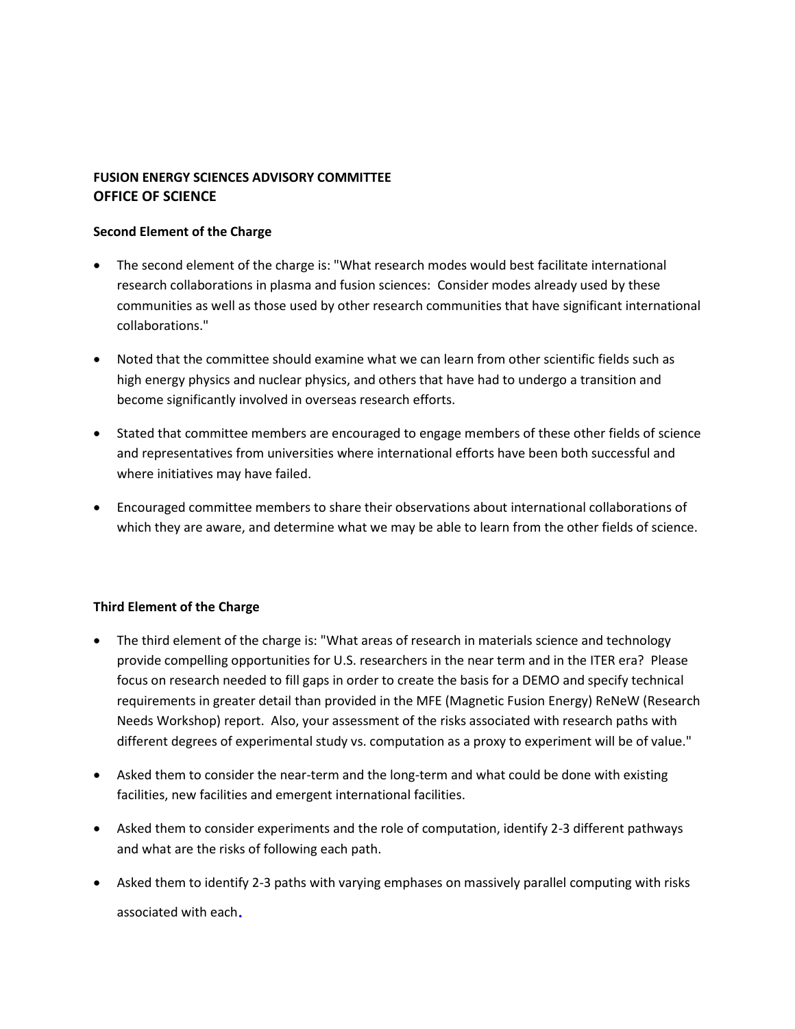**FUSION ENERGY SCIENCES ADVISORY COMMITTEE**
**OFFICE OF SCIENCE**

**Second Element of the Charge**

- The second element of the charge is: "What research modes would best facilitate international research collaborations in plasma and fusion sciences: Consider modes already used by these communities as well as those used by other research communities that have significant international collaborations."
- Noted that the committee should examine what we can learn from other scientific fields such as high energy physics and nuclear physics, and others that have had to undergo a transition and become significantly involved in overseas research efforts.
- Stated that committee members are encouraged to engage members of these other fields of science and representatives from universities where international efforts have been both successful and where initiatives may have failed.
- Encouraged committee members to share their observations about international collaborations of which they are aware, and determine what we may be able to learn from the other fields of science.

**Third Element of the Charge**

- The third element of the charge is: "What areas of research in materials science and technology provide compelling opportunities for U.S. researchers in the near term and in the ITER era? Please focus on research needed to fill gaps in order to create the basis for a DEMO and specify technical requirements in greater detail than provided in the MFE (Magnetic Fusion Energy) ReNeW (Research Needs Workshop) report. Also, your assessment of the risks associated with research paths with different degrees of experimental study vs. computation as a proxy to experiment will be of value."
- Asked them to consider the near-term and the long-term and what could be done with existing facilities, new facilities and emergent international facilities.
- Asked them to consider experiments and the role of computation, identify 2-3 different pathways and what are the risks of following each path.
- Asked them to identify 2-3 paths with varying emphases on massively parallel computing with risks associated with each.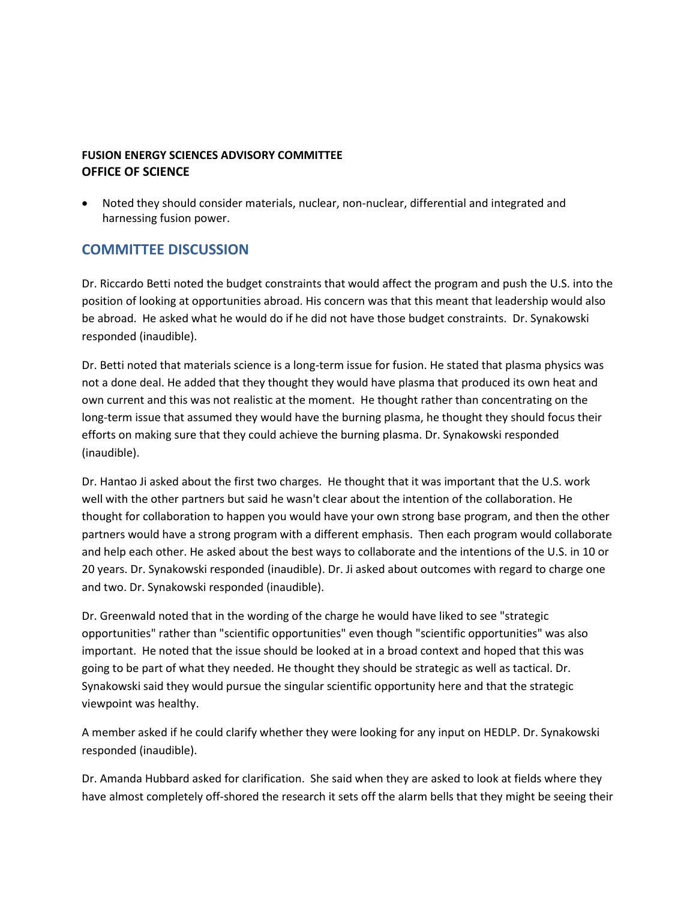- Noted they should consider materials, nuclear, non-nuclear, differential and integrated and harnessing fusion power.

## COMMITTEE DISCUSSION

Dr. Riccardo Betti noted the budget constraints that would affect the program and push the U.S. into the position of looking at opportunities abroad. His concern was that this meant that leadership would also be abroad. He asked what he would do if he did not have those budget constraints. Dr. Synakowski responded (inaudible).

Dr. Betti noted that materials science is a long-term issue for fusion. He stated that plasma physics was not a done deal. He added that they thought they would have plasma that produced its own heat and own current and this was not realistic at the moment. He thought rather than concentrating on the long-term issue that assumed they would have the burning plasma, he thought they should focus their efforts on making sure that they could achieve the burning plasma. Dr. Synakowski responded (inaudible).

Dr. Hantao Ji asked about the first two charges. He thought that it was important that the U.S. work well with the other partners but said he wasn't clear about the intention of the collaboration. He thought for collaboration to happen you would have your own strong base program, and then the other partners would have a strong program with a different emphasis. Then each program would collaborate and help each other. He asked about the best ways to collaborate and the intentions of the U.S. in 10 or 20 years. Dr. Synakowski responded (inaudible). Dr. Ji asked about outcomes with regard to charge one and two. Dr. Synakowski responded (inaudible).

Dr. Greenwald noted that in the wording of the charge he would have liked to see "strategic opportunities" rather than "scientific opportunities" even though "scientific opportunities" was also important. He noted that the issue should be looked at in a broad context and hoped that this was going to be part of what they needed. He thought they should be strategic as well as tactical. Dr. Synakowski said they would pursue the singular scientific opportunity here and that the strategic viewpoint was healthy.

A member asked if he could clarify whether they were looking for any input on HEDLP. Dr. Synakowski responded (inaudible).

Dr. Amanda Hubbard asked for clarification. She said when they are asked to look at fields where they have almost completely off-shored the research it sets off the alarm bells that they might be seeing their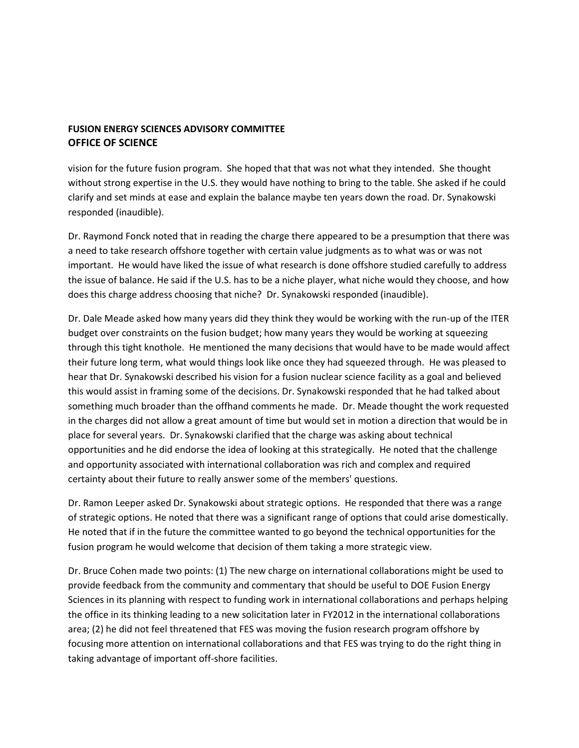vision for the future fusion program. She hoped that that was not what they intended. She thought without strong expertise in the U.S. they would have nothing to bring to the table. She asked if he could clarify and set minds at ease and explain the balance maybe ten years down the road. Dr. Synakowski responded (inaudible).

Dr. Raymond Fonck noted that in reading the charge there appeared to be a presumption that there was a need to take research offshore together with certain value judgments as to what was or was not important. He would have liked the issue of what research is done offshore studied carefully to address the issue of balance. He said if the U.S. has to be a niche player, what niche would they choose, and how does this charge address choosing that niche? Dr. Synakowski responded (inaudible).

Dr. Dale Meade asked how many years did they think they would be working with the run-up of the ITER budget over constraints on the fusion budget; how many years they would be working at squeezing through this tight knothole. He mentioned the many decisions that would have to be made would affect their future long term, what would things look like once they had squeezed through. He was pleased to hear that Dr. Synakowski described his vision for a fusion nuclear science facility as a goal and believed this would assist in framing some of the decisions. Dr. Synakowski responded that he had talked about something much broader than the offhand comments he made. Dr. Meade thought the work requested in the charges did not allow a great amount of time but would set in motion a direction that would be in place for several years. Dr. Synakowski clarified that the charge was asking about technical opportunities and he did endorse the idea of looking at this strategically. He noted that the challenge and opportunity associated with international collaboration was rich and complex and required certainty about their future to really answer some of the members' questions.

Dr. Ramon Leeper asked Dr. Synakowski about strategic options. He responded that there was a range of strategic options. He noted that there was a significant range of options that could arise domestically. He noted that if in the future the committee wanted to go beyond the technical opportunities for the fusion program he would welcome that decision of them taking a more strategic view.

Dr. Bruce Cohen made two points: (1) The new charge on international collaborations might be used to provide feedback from the community and commentary that should be useful to DOE Fusion Energy Sciences in its planning with respect to funding work in international collaborations and perhaps helping the office in its thinking leading to a new solicitation later in FY2012 in the international collaborations area; (2) he did not feel threatened that FES was moving the fusion research program offshore by focusing more attention on international collaborations and that FES was trying to do the right thing in taking advantage of important off-shore facilities.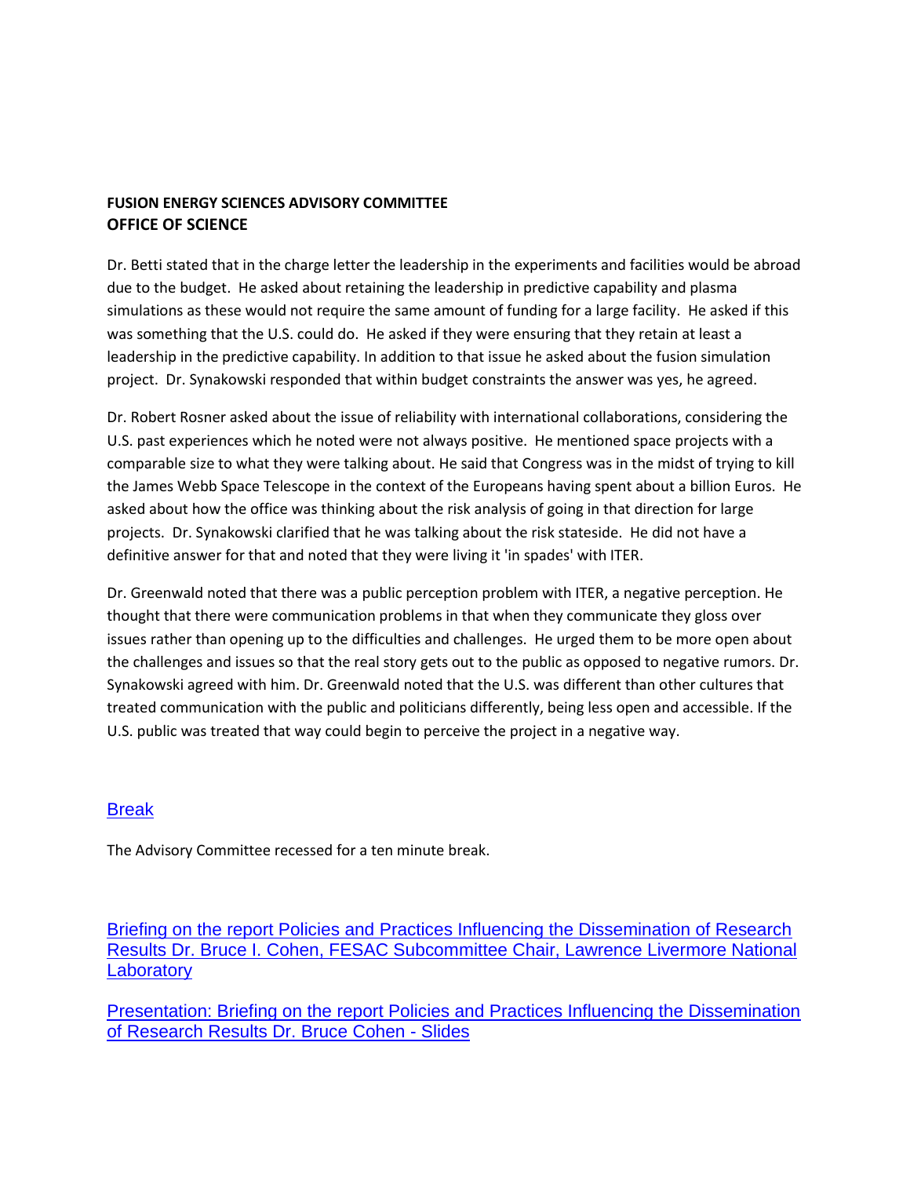**FUSION ENERGY SCIENCES ADVISORY COMMITTEE**
**OFFICE OF SCIENCE**

Dr. Betti stated that in the charge letter the leadership in the experiments and facilities would be abroad due to the budget. He asked about retaining the leadership in predictive capability and plasma simulations as these would not require the same amount of funding for a large facility. He asked if this was something that the U.S. could do. He asked if they were ensuring that they retain at least a leadership in the predictive capability. In addition to that issue he asked about the fusion simulation project. Dr. Synakowski responded that within budget constraints the answer was yes, he agreed.

Dr. Robert Rosner asked about the issue of reliability with international collaborations, considering the U.S. past experiences which he noted were not always positive. He mentioned space projects with a comparable size to what they were talking about. He said that Congress was in the midst of trying to kill the James Webb Space Telescope in the context of the Europeans having spent about a billion Euros. He asked about how the office was thinking about the risk analysis of going in that direction for large projects. Dr. Synakowski clarified that he was talking about the risk stateside. He did not have a definitive answer for that and noted that they were living it 'in spades' with ITER.

Dr. Greenwald noted that there was a public perception problem with ITER, a negative perception. He thought that there were communication problems in that when they communicate they gloss over issues rather than opening up to the difficulties and challenges. He urged them to be more open about the challenges and issues so that the real story gets out to the public as opposed to negative rumors. Dr. Synakowski agreed with him. Dr. Greenwald noted that the U.S. was different than other cultures that treated communication with the public and politicians differently, being less open and accessible. If the U.S. public was treated that way could begin to perceive the project in a negative way.

Break

The Advisory Committee recessed for a ten minute break.

Briefing on the report Policies and Practices Influencing the Dissemination of Research Results Dr. Bruce I. Cohen, FESAC Subcommittee Chair, Lawrence Livermore National Laboratory

Presentation: Briefing on the report Policies and Practices Influencing the Dissemination of Research Results Dr. Bruce Cohen - Slides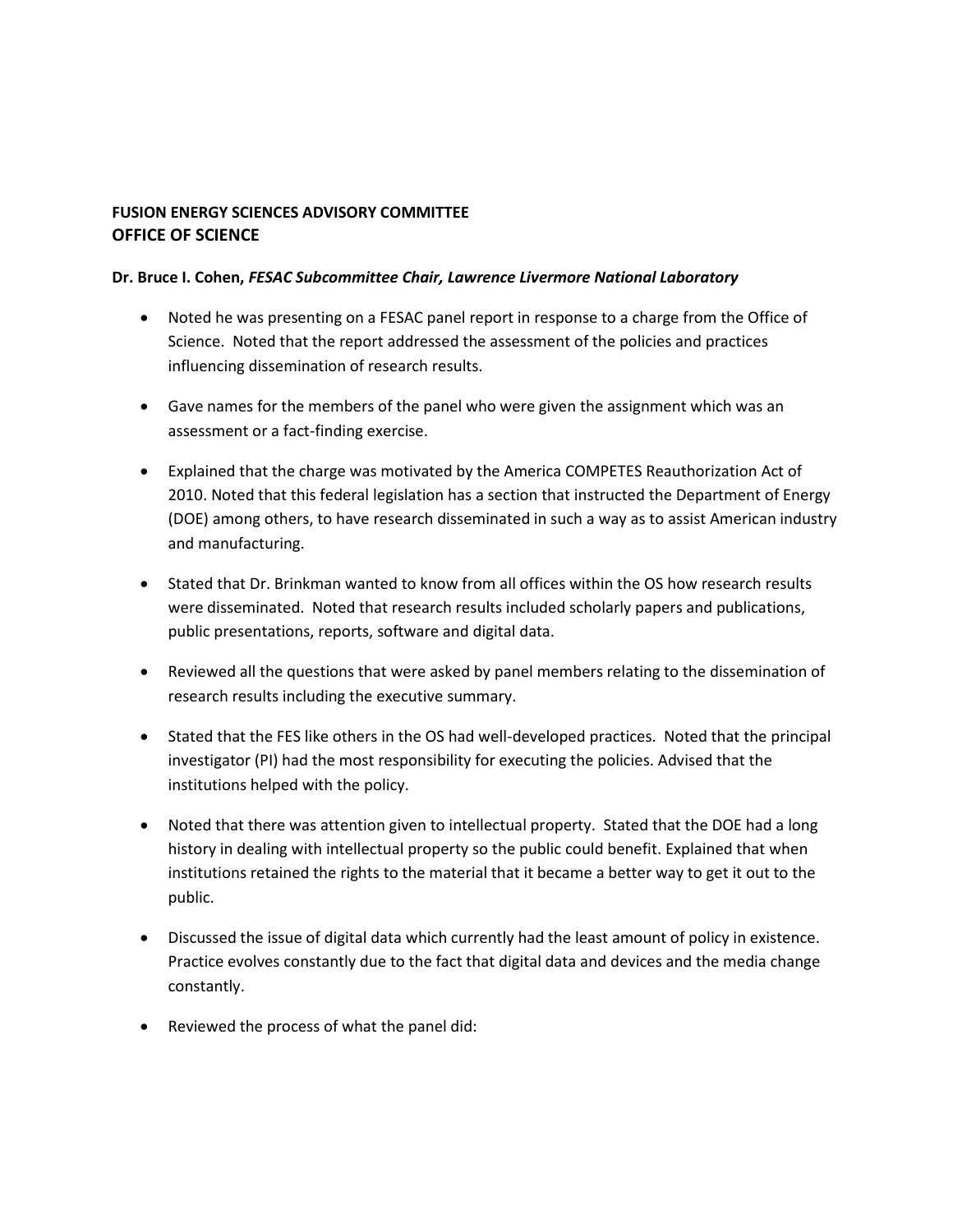**FUSION ENERGY SCIENCES ADVISORY COMMITTEE**
**OFFICE OF SCIENCE**

**Dr. Bruce I. Cohen,** ***FESAC Subcommittee Chair, Lawrence Livermore National Laboratory***

- Noted he was presenting on a FESAC panel report in response to a charge from the Office of Science. Noted that the report addressed the assessment of the policies and practices influencing dissemination of research results.

- Gave names for the members of the panel who were given the assignment which was an assessment or a fact-finding exercise.

- Explained that the charge was motivated by the America COMPETES Reauthorization Act of 2010. Noted that this federal legislation has a section that instructed the Department of Energy (DOE) among others, to have research disseminated in such a way as to assist American industry and manufacturing.

- Stated that Dr. Brinkman wanted to know from all offices within the OS how research results were disseminated. Noted that research results included scholarly papers and publications, public presentations, reports, software and digital data.

- Reviewed all the questions that were asked by panel members relating to the dissemination of research results including the executive summary.

- Stated that the FES like others in the OS had well-developed practices. Noted that the principal investigator (PI) had the most responsibility for executing the policies. Advised that the institutions helped with the policy.

- Noted that there was attention given to intellectual property. Stated that the DOE had a long history in dealing with intellectual property so the public could benefit. Explained that when institutions retained the rights to the material that it became a better way to get it out to the public.

- Discussed the issue of digital data which currently had the least amount of policy in existence. Practice evolves constantly due to the fact that digital data and devices and the media change constantly.

- Reviewed the process of what the panel did: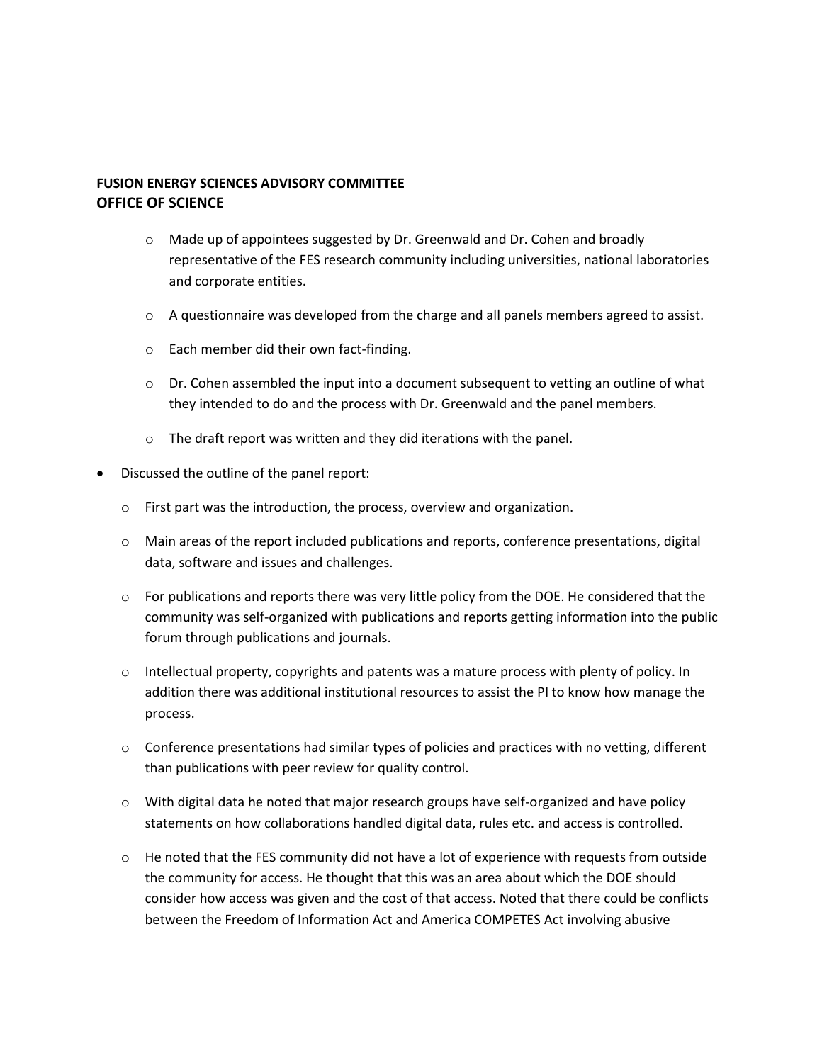**FUSION ENERGY SCIENCES ADVISORY COMMITTEE**
**OFFICE OF SCIENCE**

- Made up of appointees suggested by Dr. Greenwald and Dr. Cohen and broadly representative of the FES research community including universities, national laboratories and corporate entities.
- A questionnaire was developed from the charge and all panels members agreed to assist.
- Each member did their own fact-finding.
- Dr. Cohen assembled the input into a document subsequent to vetting an outline of what they intended to do and the process with Dr. Greenwald and the panel members.
- The draft report was written and they did iterations with the panel.

- Discussed the outline of the panel report:
  - First part was the introduction, the process, overview and organization.
  - Main areas of the report included publications and reports, conference presentations, digital data, software and issues and challenges.
  - For publications and reports there was very little policy from the DOE. He considered that the community was self-organized with publications and reports getting information into the public forum through publications and journals.
  - Intellectual property, copyrights and patents was a mature process with plenty of policy. In addition there was additional institutional resources to assist the PI to know how manage the process.
  - Conference presentations had similar types of policies and practices with no vetting, different than publications with peer review for quality control.
  - With digital data he noted that major research groups have self-organized and have policy statements on how collaborations handled digital data, rules etc. and access is controlled.
  - He noted that the FES community did not have a lot of experience with requests from outside the community for access. He thought that this was an area about which the DOE should consider how access was given and the cost of that access. Noted that there could be conflicts between the Freedom of Information Act and America COMPETES Act involving abusive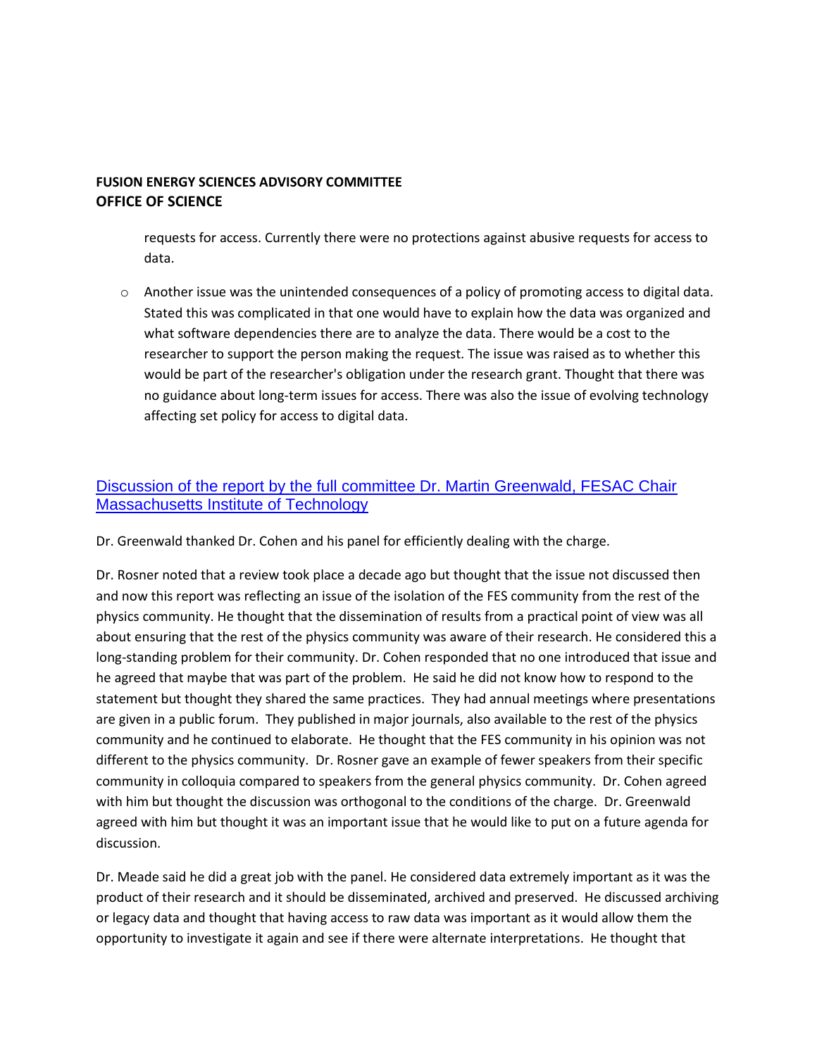requests for access. Currently there were no protections against abusive requests for access to data.

- Another issue was the unintended consequences of a policy of promoting access to digital data. Stated this was complicated in that one would have to explain how the data was organized and what software dependencies there are to analyze the data. There would be a cost to the researcher to support the person making the request. The issue was raised as to whether this would be part of the researcher's obligation under the research grant. Thought that there was no guidance about long-term issues for access. There was also the issue of evolving technology affecting set policy for access to digital data.

## Discussion of the report by the full committee Dr. Martin Greenwald, FESAC Chair Massachusetts Institute of Technology

Dr. Greenwald thanked Dr. Cohen and his panel for efficiently dealing with the charge.

Dr. Rosner noted that a review took place a decade ago but thought that the issue not discussed then and now this report was reflecting an issue of the isolation of the FES community from the rest of the physics community. He thought that the dissemination of results from a practical point of view was all about ensuring that the rest of the physics community was aware of their research. He considered this a long-standing problem for their community. Dr. Cohen responded that no one introduced that issue and he agreed that maybe that was part of the problem. He said he did not know how to respond to the statement but thought they shared the same practices. They had annual meetings where presentations are given in a public forum. They published in major journals, also available to the rest of the physics community and he continued to elaborate. He thought that the FES community in his opinion was not different to the physics community. Dr. Rosner gave an example of fewer speakers from their specific community in colloquia compared to speakers from the general physics community. Dr. Cohen agreed with him but thought the discussion was orthogonal to the conditions of the charge. Dr. Greenwald agreed with him but thought it was an important issue that he would like to put on a future agenda for discussion.

Dr. Meade said he did a great job with the panel. He considered data extremely important as it was the product of their research and it should be disseminated, archived and preserved. He discussed archiving or legacy data and thought that having access to raw data was important as it would allow them the opportunity to investigate it again and see if there were alternate interpretations. He thought that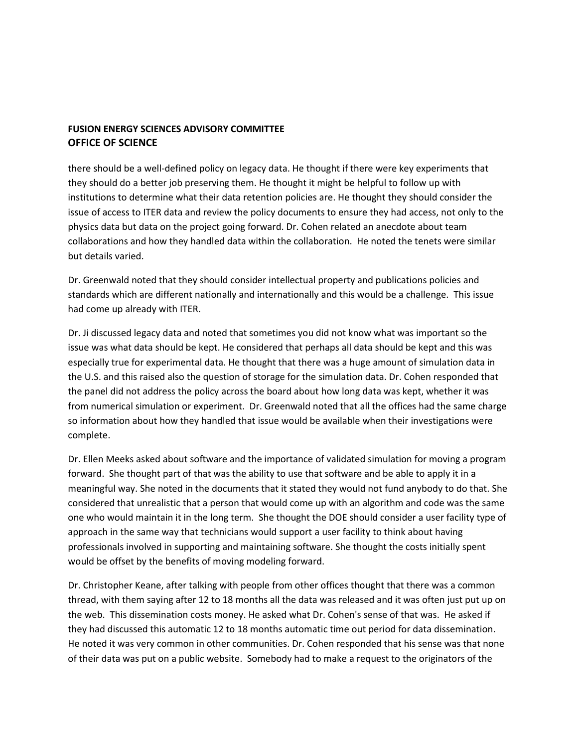there should be a well-defined policy on legacy data. He thought if there were key experiments that they should do a better job preserving them. He thought it might be helpful to follow up with institutions to determine what their data retention policies are. He thought they should consider the issue of access to ITER data and review the policy documents to ensure they had access, not only to the physics data but data on the project going forward. Dr. Cohen related an anecdote about team collaborations and how they handled data within the collaboration. He noted the tenets were similar but details varied.

Dr. Greenwald noted that they should consider intellectual property and publications policies and standards which are different nationally and internationally and this would be a challenge. This issue had come up already with ITER.

Dr. Ji discussed legacy data and noted that sometimes you did not know what was important so the issue was what data should be kept. He considered that perhaps all data should be kept and this was especially true for experimental data. He thought that there was a huge amount of simulation data in the U.S. and this raised also the question of storage for the simulation data. Dr. Cohen responded that the panel did not address the policy across the board about how long data was kept, whether it was from numerical simulation or experiment. Dr. Greenwald noted that all the offices had the same charge so information about how they handled that issue would be available when their investigations were complete.

Dr. Ellen Meeks asked about software and the importance of validated simulation for moving a program forward. She thought part of that was the ability to use that software and be able to apply it in a meaningful way. She noted in the documents that it stated they would not fund anybody to do that. She considered that unrealistic that a person that would come up with an algorithm and code was the same one who would maintain it in the long term. She thought the DOE should consider a user facility type of approach in the same way that technicians would support a user facility to think about having professionals involved in supporting and maintaining software. She thought the costs initially spent would be offset by the benefits of moving modeling forward.

Dr. Christopher Keane, after talking with people from other offices thought that there was a common thread, with them saying after 12 to 18 months all the data was released and it was often just put up on the web. This dissemination costs money. He asked what Dr. Cohen's sense of that was. He asked if they had discussed this automatic 12 to 18 months automatic time out period for data dissemination. He noted it was very common in other communities. Dr. Cohen responded that his sense was that none of their data was put on a public website. Somebody had to make a request to the originators of the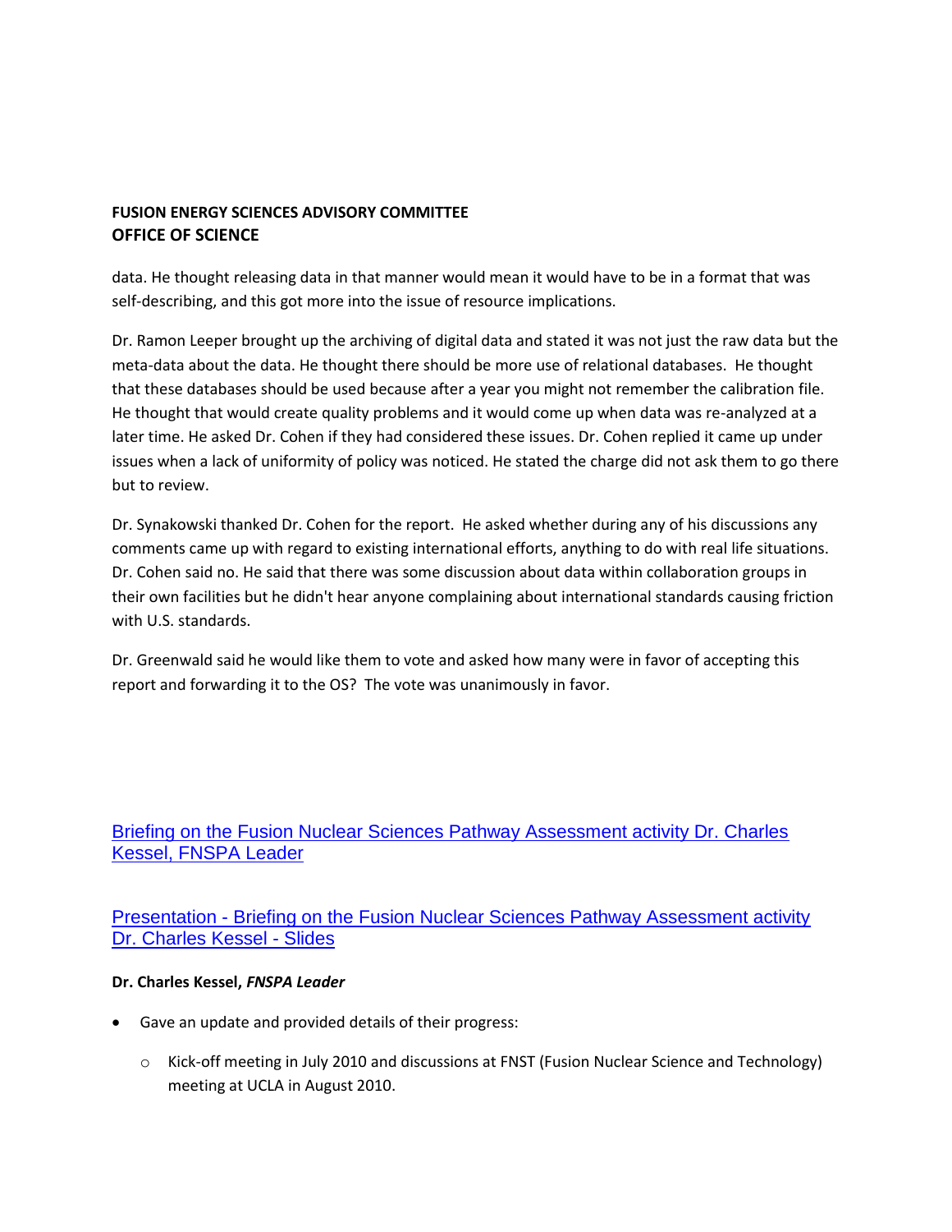data. He thought releasing data in that manner would mean it would have to be in a format that was self-describing, and this got more into the issue of resource implications.

Dr. Ramon Leeper brought up the archiving of digital data and stated it was not just the raw data but the meta-data about the data. He thought there should be more use of relational databases. He thought that these databases should be used because after a year you might not remember the calibration file. He thought that would create quality problems and it would come up when data was re-analyzed at a later time. He asked Dr. Cohen if they had considered these issues. Dr. Cohen replied it came up under issues when a lack of uniformity of policy was noticed. He stated the charge did not ask them to go there but to review.

Dr. Synakowski thanked Dr. Cohen for the report. He asked whether during any of his discussions any comments came up with regard to existing international efforts, anything to do with real life situations. Dr. Cohen said no. He said that there was some discussion about data within collaboration groups in their own facilities but he didn't hear anyone complaining about international standards causing friction with U.S. standards.

Dr. Greenwald said he would like them to vote and asked how many were in favor of accepting this report and forwarding it to the OS? The vote was unanimously in favor.

## Briefing on the Fusion Nuclear Sciences Pathway Assessment activity Dr. Charles Kessel, FNSPA Leader

## Presentation - Briefing on the Fusion Nuclear Sciences Pathway Assessment activity Dr. Charles Kessel - Slides

**Dr. Charles Kessel,** ***FNSPA Leader***

- Gave an update and provided details of their progress:
  - Kick-off meeting in July 2010 and discussions at FNST (Fusion Nuclear Science and Technology) meeting at UCLA in August 2010.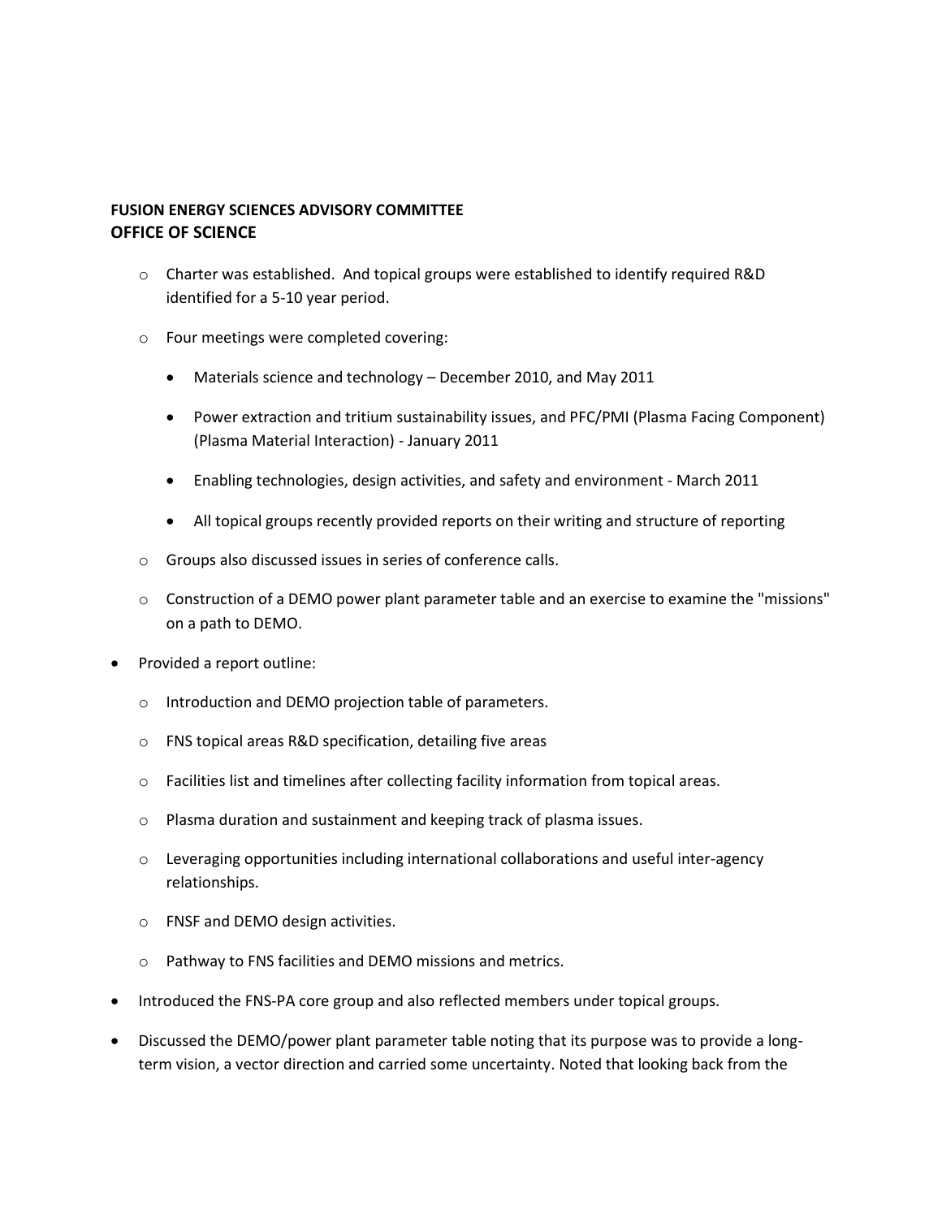**FUSION ENERGY SCIENCES ADVISORY COMMITTEE**
**OFFICE OF SCIENCE**

  - Charter was established. And topical groups were established to identify required R&D identified for a 5-10 year period.
  - Four meetings were completed covering:
    - Materials science and technology – December 2010, and May 2011
    - Power extraction and tritium sustainability issues, and PFC/PMI (Plasma Facing Component) (Plasma Material Interaction) - January 2011
    - Enabling technologies, design activities, and safety and environment - March 2011
    - All topical groups recently provided reports on their writing and structure of reporting
  - Groups also discussed issues in series of conference calls.
  - Construction of a DEMO power plant parameter table and an exercise to examine the "missions" on a path to DEMO.
- Provided a report outline:
  - Introduction and DEMO projection table of parameters.
  - FNS topical areas R&D specification, detailing five areas
  - Facilities list and timelines after collecting facility information from topical areas.
  - Plasma duration and sustainment and keeping track of plasma issues.
  - Leveraging opportunities including international collaborations and useful inter-agency relationships.
  - FNSF and DEMO design activities.
  - Pathway to FNS facilities and DEMO missions and metrics.
- Introduced the FNS-PA core group and also reflected members under topical groups.
- Discussed the DEMO/power plant parameter table noting that its purpose was to provide a long-term vision, a vector direction and carried some uncertainty. Noted that looking back from the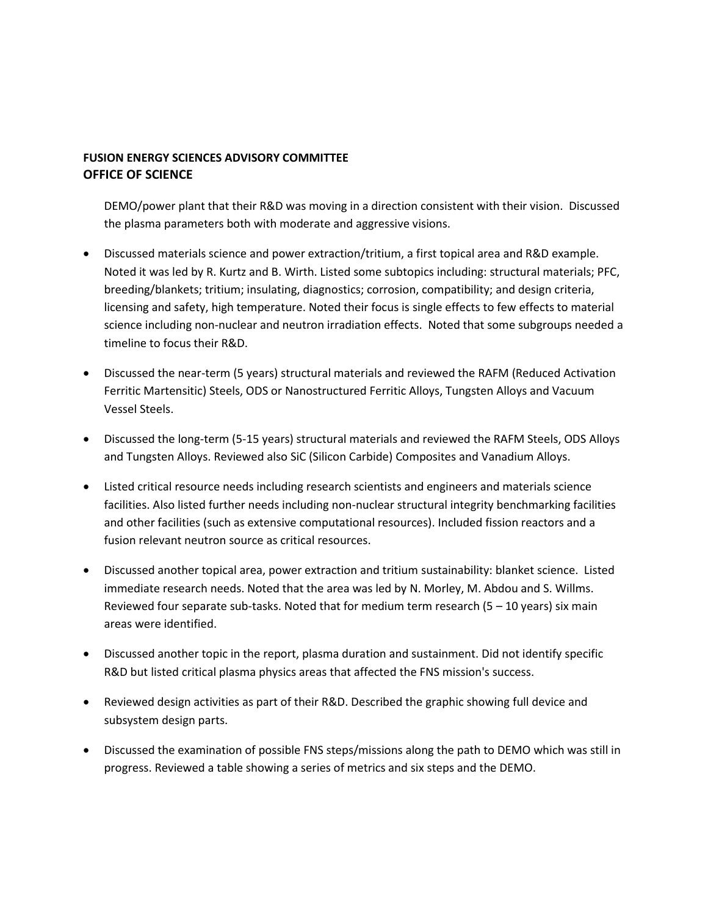DEMO/power plant that their R&D was moving in a direction consistent with their vision. Discussed the plasma parameters both with moderate and aggressive visions.

- Discussed materials science and power extraction/tritium, a first topical area and R&D example. Noted it was led by R. Kurtz and B. Wirth. Listed some subtopics including: structural materials; PFC, breeding/blankets; tritium; insulating, diagnostics; corrosion, compatibility; and design criteria, licensing and safety, high temperature. Noted their focus is single effects to few effects to material science including non-nuclear and neutron irradiation effects. Noted that some subgroups needed a timeline to focus their R&D.
- Discussed the near-term (5 years) structural materials and reviewed the RAFM (Reduced Activation Ferritic Martensitic) Steels, ODS or Nanostructured Ferritic Alloys, Tungsten Alloys and Vacuum Vessel Steels.
- Discussed the long-term (5-15 years) structural materials and reviewed the RAFM Steels, ODS Alloys and Tungsten Alloys. Reviewed also SiC (Silicon Carbide) Composites and Vanadium Alloys.
- Listed critical resource needs including research scientists and engineers and materials science facilities. Also listed further needs including non-nuclear structural integrity benchmarking facilities and other facilities (such as extensive computational resources). Included fission reactors and a fusion relevant neutron source as critical resources.
- Discussed another topical area, power extraction and tritium sustainability: blanket science. Listed immediate research needs. Noted that the area was led by N. Morley, M. Abdou and S. Willms. Reviewed four separate sub-tasks. Noted that for medium term research (5 – 10 years) six main areas were identified.
- Discussed another topic in the report, plasma duration and sustainment. Did not identify specific R&D but listed critical plasma physics areas that affected the FNS mission's success.
- Reviewed design activities as part of their R&D. Described the graphic showing full device and subsystem design parts.
- Discussed the examination of possible FNS steps/missions along the path to DEMO which was still in progress. Reviewed a table showing a series of metrics and six steps and the DEMO.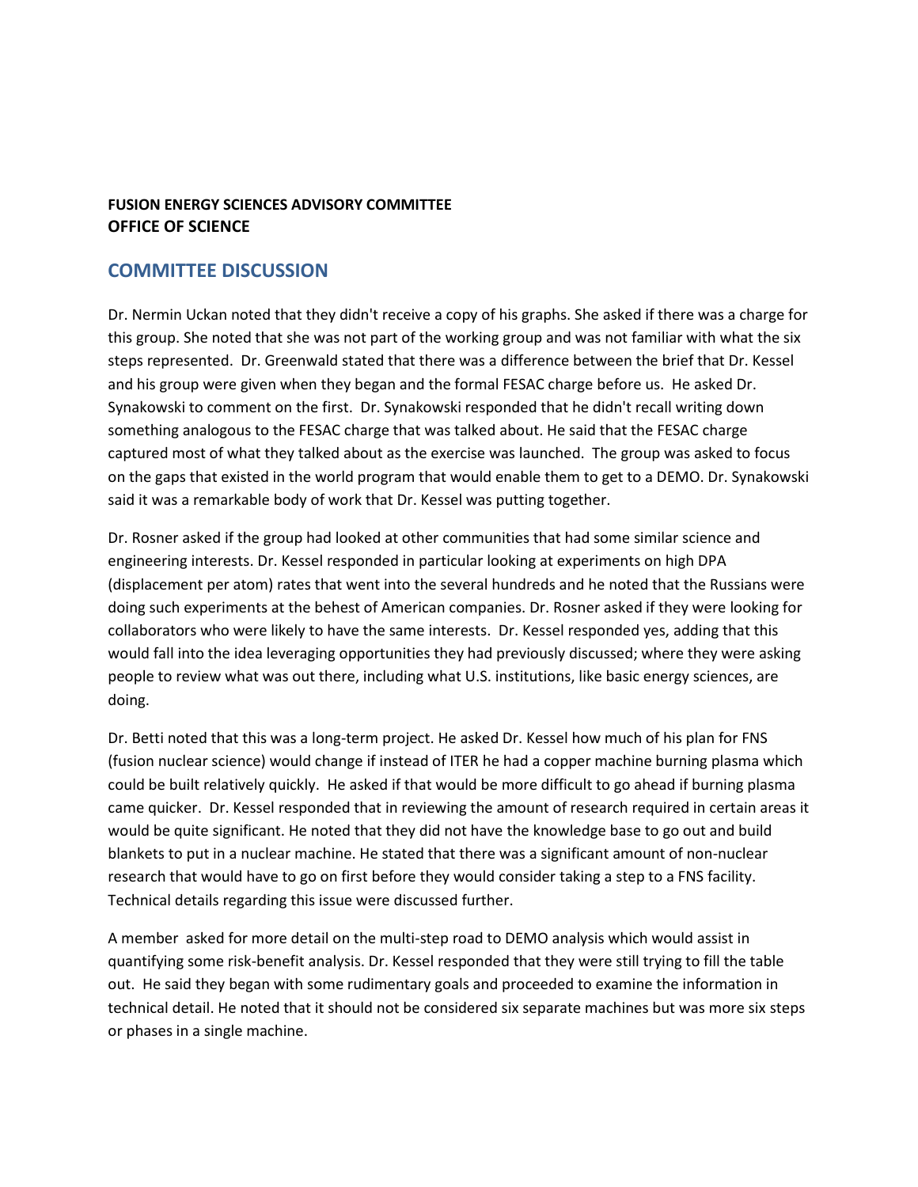**FUSION ENERGY SCIENCES ADVISORY COMMITTEE**
**OFFICE OF SCIENCE**

## COMMITTEE DISCUSSION

Dr. Nermin Uckan noted that they didn't receive a copy of his graphs. She asked if there was a charge for this group. She noted that she was not part of the working group and was not familiar with what the six steps represented. Dr. Greenwald stated that there was a difference between the brief that Dr. Kessel and his group were given when they began and the formal FESAC charge before us. He asked Dr. Synakowski to comment on the first. Dr. Synakowski responded that he didn't recall writing down something analogous to the FESAC charge that was talked about. He said that the FESAC charge captured most of what they talked about as the exercise was launched. The group was asked to focus on the gaps that existed in the world program that would enable them to get to a DEMO. Dr. Synakowski said it was a remarkable body of work that Dr. Kessel was putting together.

Dr. Rosner asked if the group had looked at other communities that had some similar science and engineering interests. Dr. Kessel responded in particular looking at experiments on high DPA (displacement per atom) rates that went into the several hundreds and he noted that the Russians were doing such experiments at the behest of American companies. Dr. Rosner asked if they were looking for collaborators who were likely to have the same interests. Dr. Kessel responded yes, adding that this would fall into the idea leveraging opportunities they had previously discussed; where they were asking people to review what was out there, including what U.S. institutions, like basic energy sciences, are doing.

Dr. Betti noted that this was a long-term project. He asked Dr. Kessel how much of his plan for FNS (fusion nuclear science) would change if instead of ITER he had a copper machine burning plasma which could be built relatively quickly. He asked if that would be more difficult to go ahead if burning plasma came quicker. Dr. Kessel responded that in reviewing the amount of research required in certain areas it would be quite significant. He noted that they did not have the knowledge base to go out and build blankets to put in a nuclear machine. He stated that there was a significant amount of non-nuclear research that would have to go on first before they would consider taking a step to a FNS facility. Technical details regarding this issue were discussed further.

A member asked for more detail on the multi-step road to DEMO analysis which would assist in quantifying some risk-benefit analysis. Dr. Kessel responded that they were still trying to fill the table out. He said they began with some rudimentary goals and proceeded to examine the information in technical detail. He noted that it should not be considered six separate machines but was more six steps or phases in a single machine.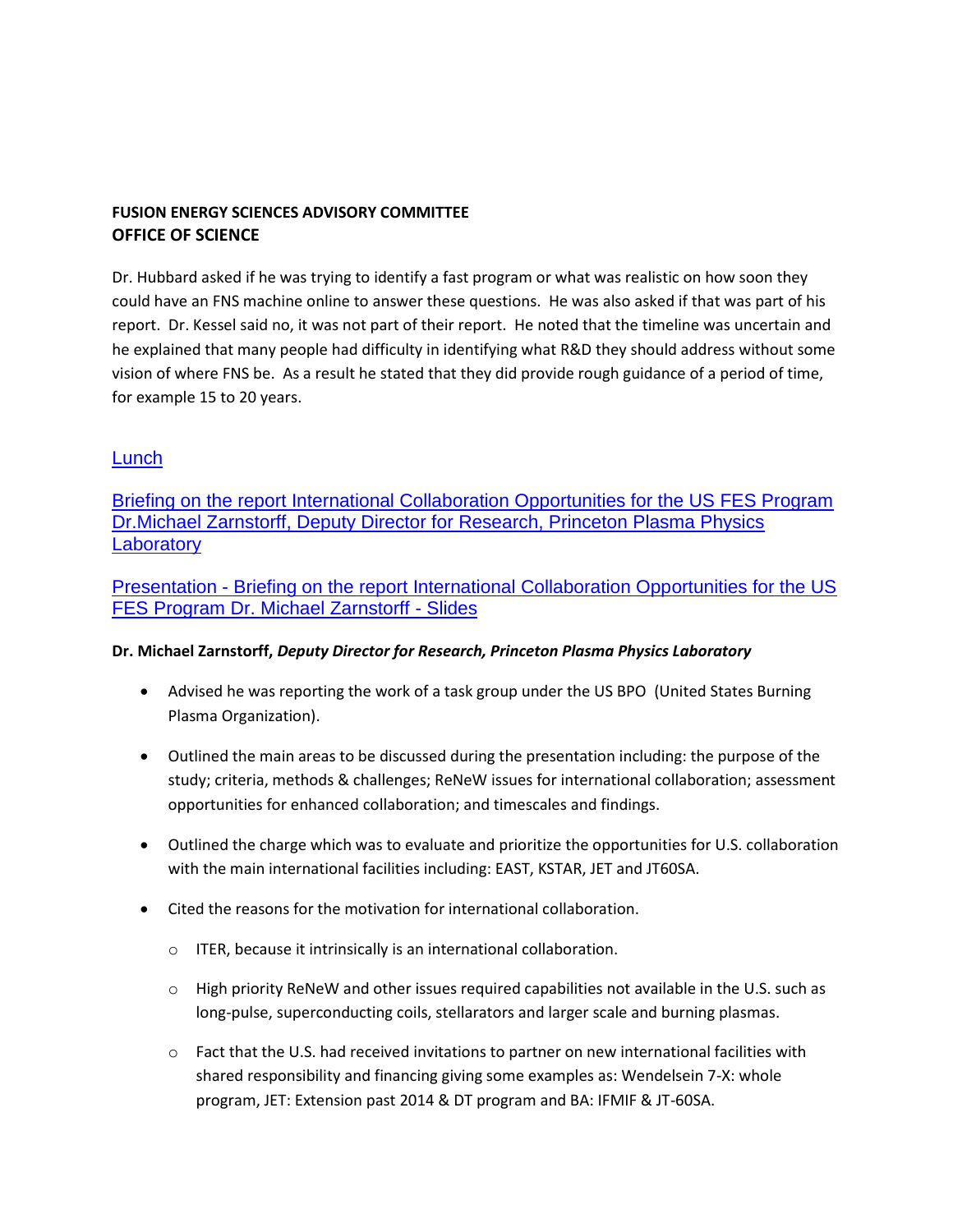**FUSION ENERGY SCIENCES ADVISORY COMMITTEE**
**OFFICE OF SCIENCE**

Dr. Hubbard asked if he was trying to identify a fast program or what was realistic on how soon they could have an FNS machine online to answer these questions. He was also asked if that was part of his report. Dr. Kessel said no, it was not part of their report. He noted that the timeline was uncertain and he explained that many people had difficulty in identifying what R&D they should address without some vision of where FNS be. As a result he stated that they did provide rough guidance of a period of time, for example 15 to 20 years.

Lunch

Briefing on the report International Collaboration Opportunities for the US FES Program Dr.Michael Zarnstorff, Deputy Director for Research, Princeton Plasma Physics Laboratory

Presentation - Briefing on the report International Collaboration Opportunities for the US FES Program Dr. Michael Zarnstorff - Slides

**Dr. Michael Zarnstorff,** ***Deputy Director for Research, Princeton Plasma Physics Laboratory***

- Advised he was reporting the work of a task group under the US BPO (United States Burning Plasma Organization).
- Outlined the main areas to be discussed during the presentation including: the purpose of the study; criteria, methods & challenges; ReNeW issues for international collaboration; assessment opportunities for enhanced collaboration; and timescales and findings.
- Outlined the charge which was to evaluate and prioritize the opportunities for U.S. collaboration with the main international facilities including: EAST, KSTAR, JET and JT60SA.
- Cited the reasons for the motivation for international collaboration.
  - ITER, because it intrinsically is an international collaboration.
  - High priority ReNeW and other issues required capabilities not available in the U.S. such as long-pulse, superconducting coils, stellarators and larger scale and burning plasmas.
  - Fact that the U.S. had received invitations to partner on new international facilities with shared responsibility and financing giving some examples as: Wendelsein 7-X: whole program, JET: Extension past 2014 & DT program and BA: IFMIF & JT-60SA.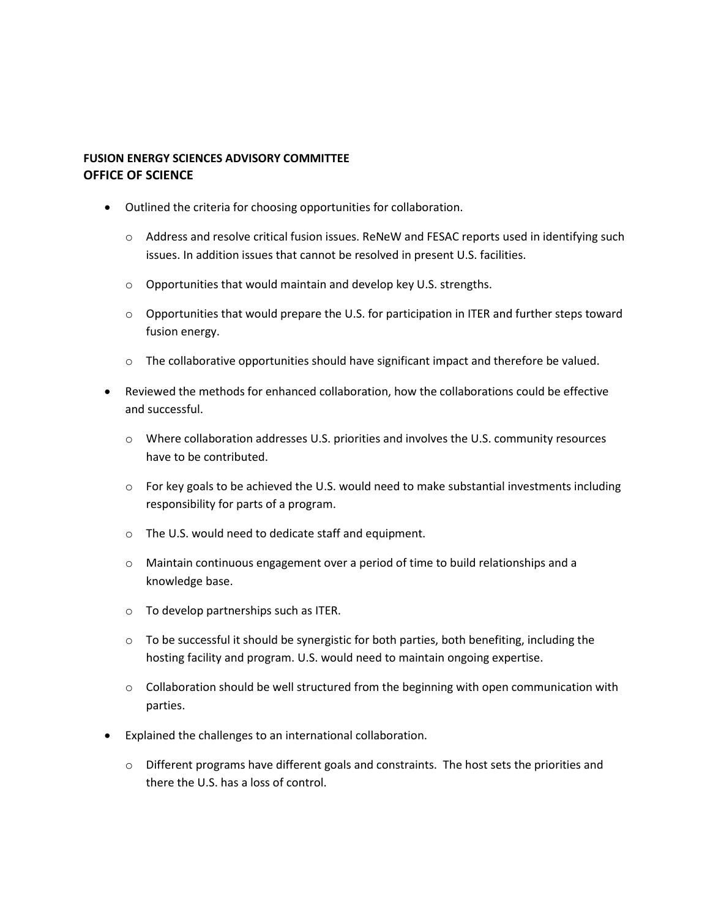**FUSION ENERGY SCIENCES ADVISORY COMMITTEE**
**OFFICE OF SCIENCE**

- Outlined the criteria for choosing opportunities for collaboration.
    - Address and resolve critical fusion issues. ReNeW and FESAC reports used in identifying such issues. In addition issues that cannot be resolved in present U.S. facilities.
    - Opportunities that would maintain and develop key U.S. strengths.
    - Opportunities that would prepare the U.S. for participation in ITER and further steps toward fusion energy.
    - The collaborative opportunities should have significant impact and therefore be valued.
- Reviewed the methods for enhanced collaboration, how the collaborations could be effective and successful.
    - Where collaboration addresses U.S. priorities and involves the U.S. community resources have to be contributed.
    - For key goals to be achieved the U.S. would need to make substantial investments including responsibility for parts of a program.
    - The U.S. would need to dedicate staff and equipment.
    - Maintain continuous engagement over a period of time to build relationships and a knowledge base.
    - To develop partnerships such as ITER.
    - To be successful it should be synergistic for both parties, both benefiting, including the hosting facility and program. U.S. would need to maintain ongoing expertise.
    - Collaboration should be well structured from the beginning with open communication with parties.
- Explained the challenges to an international collaboration.
    - Different programs have different goals and constraints. The host sets the priorities and there the U.S. has a loss of control.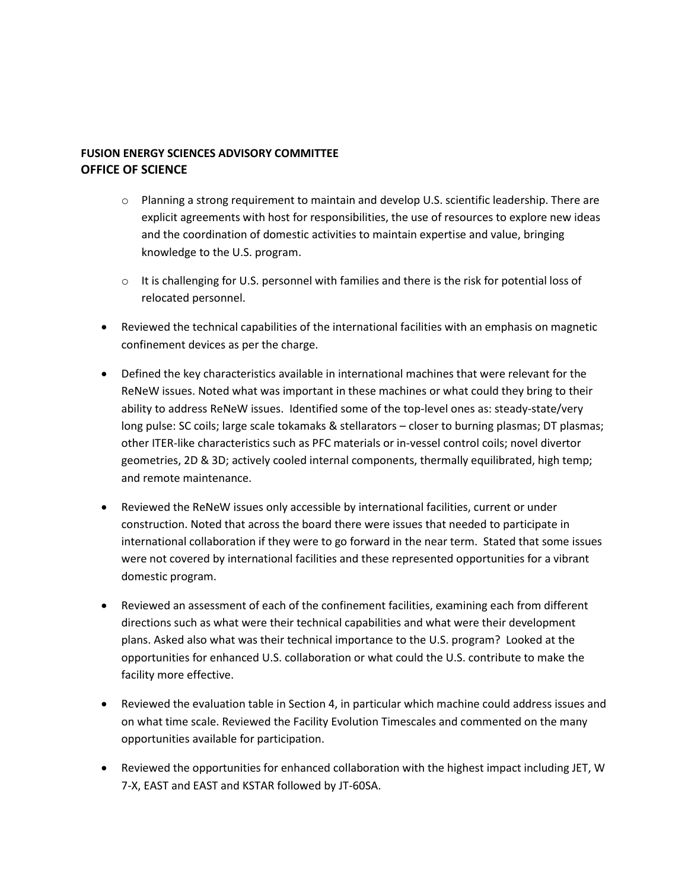**FUSION ENERGY SCIENCES ADVISORY COMMITTEE**
**OFFICE OF SCIENCE**

- Planning a strong requirement to maintain and develop U.S. scientific leadership. There are explicit agreements with host for responsibilities, the use of resources to explore new ideas and the coordination of domestic activities to maintain expertise and value, bringing knowledge to the U.S. program.
- It is challenging for U.S. personnel with families and there is the risk for potential loss of relocated personnel.

- Reviewed the technical capabilities of the international facilities with an emphasis on magnetic confinement devices as per the charge.

- Defined the key characteristics available in international machines that were relevant for the ReNeW issues. Noted what was important in these machines or what could they bring to their ability to address ReNeW issues. Identified some of the top-level ones as: steady-state/very long pulse: SC coils; large scale tokamaks & stellarators – closer to burning plasmas; DT plasmas; other ITER-like characteristics such as PFC materials or in-vessel control coils; novel divertor geometries, 2D & 3D; actively cooled internal components, thermally equilibrated, high temp; and remote maintenance.

- Reviewed the ReNeW issues only accessible by international facilities, current or under construction. Noted that across the board there were issues that needed to participate in international collaboration if they were to go forward in the near term. Stated that some issues were not covered by international facilities and these represented opportunities for a vibrant domestic program.

- Reviewed an assessment of each of the confinement facilities, examining each from different directions such as what were their technical capabilities and what were their development plans. Asked also what was their technical importance to the U.S. program? Looked at the opportunities for enhanced U.S. collaboration or what could the U.S. contribute to make the facility more effective.

- Reviewed the evaluation table in Section 4, in particular which machine could address issues and on what time scale. Reviewed the Facility Evolution Timescales and commented on the many opportunities available for participation.

- Reviewed the opportunities for enhanced collaboration with the highest impact including JET, W 7-X, EAST and EAST and KSTAR followed by JT-60SA.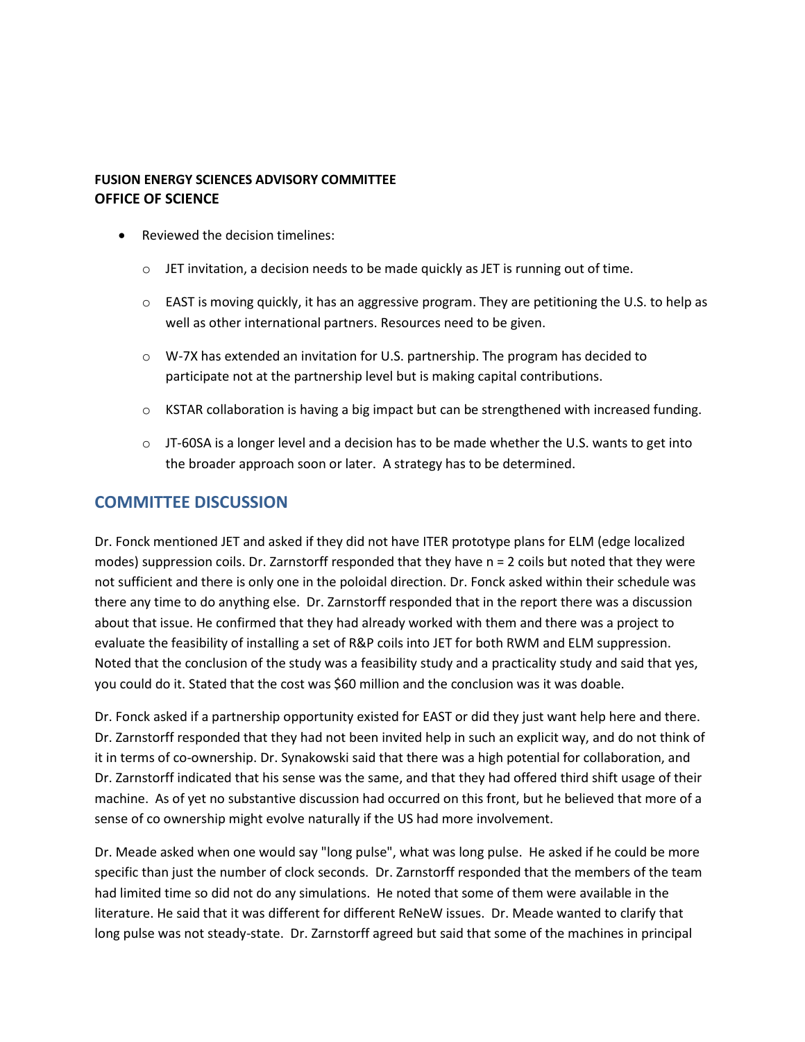**FUSION ENERGY SCIENCES ADVISORY COMMITTEE**
**OFFICE OF SCIENCE**

- Reviewed the decision timelines:
  - JET invitation, a decision needs to be made quickly as JET is running out of time.
  - EAST is moving quickly, it has an aggressive program. They are petitioning the U.S. to help as well as other international partners. Resources need to be given.
  - W-7X has extended an invitation for U.S. partnership. The program has decided to participate not at the partnership level but is making capital contributions.
  - KSTAR collaboration is having a big impact but can be strengthened with increased funding.
  - JT-60SA is a longer level and a decision has to be made whether the U.S. wants to get into the broader approach soon or later. A strategy has to be determined.

## COMMITTEE DISCUSSION

Dr. Fonck mentioned JET and asked if they did not have ITER prototype plans for ELM (edge localized modes) suppression coils. Dr. Zarnstorff responded that they have n = 2 coils but noted that they were not sufficient and there is only one in the poloidal direction. Dr. Fonck asked within their schedule was there any time to do anything else. Dr. Zarnstorff responded that in the report there was a discussion about that issue. He confirmed that they had already worked with them and there was a project to evaluate the feasibility of installing a set of R&P coils into JET for both RWM and ELM suppression. Noted that the conclusion of the study was a feasibility study and a practicality study and said that yes, you could do it. Stated that the cost was $60 million and the conclusion was it was doable.

Dr. Fonck asked if a partnership opportunity existed for EAST or did they just want help here and there. Dr. Zarnstorff responded that they had not been invited help in such an explicit way, and do not think of it in terms of co-ownership. Dr. Synakowski said that there was a high potential for collaboration, and Dr. Zarnstorff indicated that his sense was the same, and that they had offered third shift usage of their machine. As of yet no substantive discussion had occurred on this front, but he believed that more of a sense of co ownership might evolve naturally if the US had more involvement.

Dr. Meade asked when one would say "long pulse", what was long pulse. He asked if he could be more specific than just the number of clock seconds. Dr. Zarnstorff responded that the members of the team had limited time so did not do any simulations. He noted that some of them were available in the literature. He said that it was different for different ReNeW issues. Dr. Meade wanted to clarify that long pulse was not steady-state. Dr. Zarnstorff agreed but said that some of the machines in principal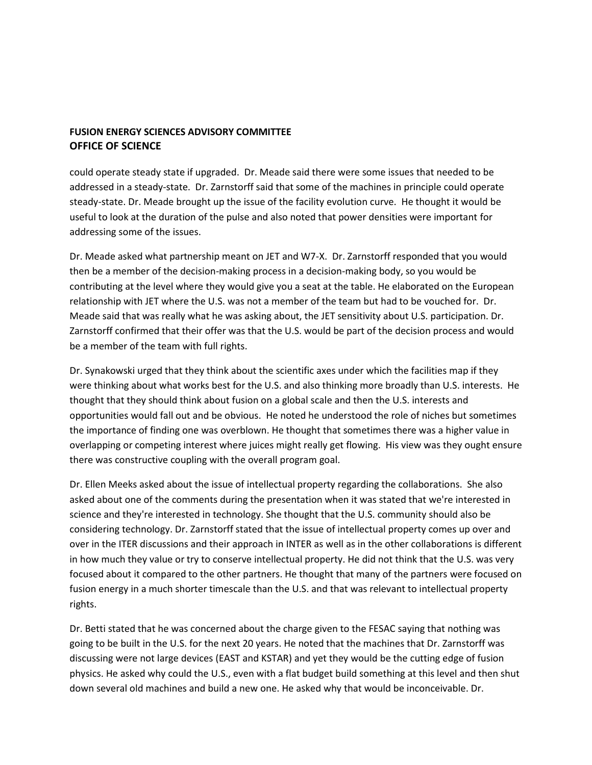could operate steady state if upgraded. Dr. Meade said there were some issues that needed to be addressed in a steady-state. Dr. Zarnstorff said that some of the machines in principle could operate steady-state. Dr. Meade brought up the issue of the facility evolution curve. He thought it would be useful to look at the duration of the pulse and also noted that power densities were important for addressing some of the issues.

Dr. Meade asked what partnership meant on JET and W7-X. Dr. Zarnstorff responded that you would then be a member of the decision-making process in a decision-making body, so you would be contributing at the level where they would give you a seat at the table. He elaborated on the European relationship with JET where the U.S. was not a member of the team but had to be vouched for. Dr. Meade said that was really what he was asking about, the JET sensitivity about U.S. participation. Dr. Zarnstorff confirmed that their offer was that the U.S. would be part of the decision process and would be a member of the team with full rights.

Dr. Synakowski urged that they think about the scientific axes under which the facilities map if they were thinking about what works best for the U.S. and also thinking more broadly than U.S. interests. He thought that they should think about fusion on a global scale and then the U.S. interests and opportunities would fall out and be obvious. He noted he understood the role of niches but sometimes the importance of finding one was overblown. He thought that sometimes there was a higher value in overlapping or competing interest where juices might really get flowing. His view was they ought ensure there was constructive coupling with the overall program goal.

Dr. Ellen Meeks asked about the issue of intellectual property regarding the collaborations. She also asked about one of the comments during the presentation when it was stated that we're interested in science and they're interested in technology. She thought that the U.S. community should also be considering technology. Dr. Zarnstorff stated that the issue of intellectual property comes up over and over in the ITER discussions and their approach in INTER as well as in the other collaborations is different in how much they value or try to conserve intellectual property. He did not think that the U.S. was very focused about it compared to the other partners. He thought that many of the partners were focused on fusion energy in a much shorter timescale than the U.S. and that was relevant to intellectual property rights.

Dr. Betti stated that he was concerned about the charge given to the FESAC saying that nothing was going to be built in the U.S. for the next 20 years. He noted that the machines that Dr. Zarnstorff was discussing were not large devices (EAST and KSTAR) and yet they would be the cutting edge of fusion physics. He asked why could the U.S., even with a flat budget build something at this level and then shut down several old machines and build a new one. He asked why that would be inconceivable. Dr.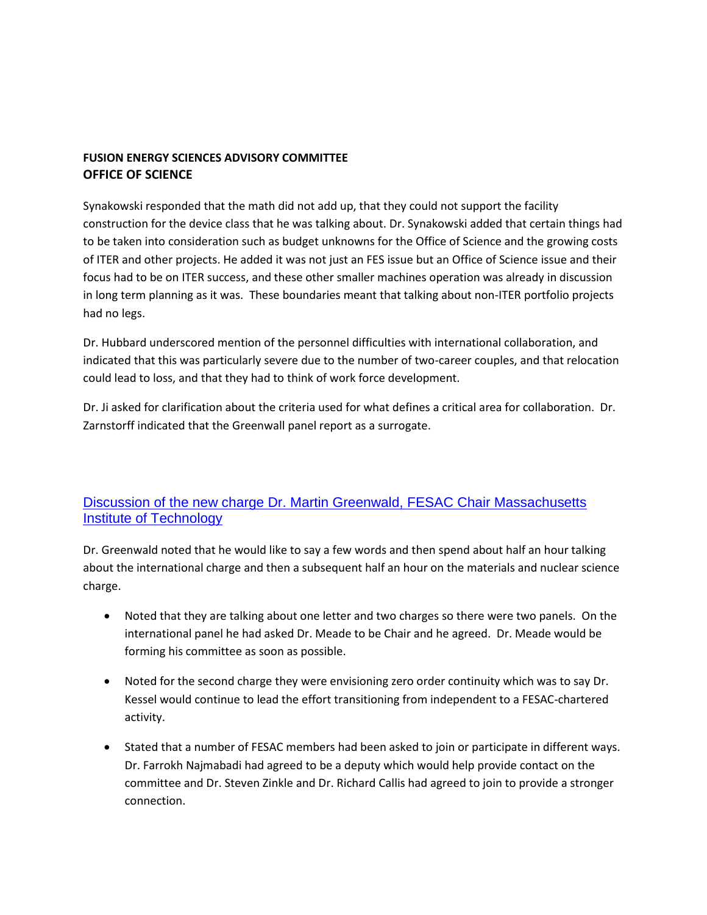**FUSION ENERGY SCIENCES ADVISORY COMMITTEE**
**OFFICE OF SCIENCE**

Synakowski responded that the math did not add up, that they could not support the facility construction for the device class that he was talking about. Dr. Synakowski added that certain things had to be taken into consideration such as budget unknowns for the Office of Science and the growing costs of ITER and other projects. He added it was not just an FES issue but an Office of Science issue and their focus had to be on ITER success, and these other smaller machines operation was already in discussion in long term planning as it was. These boundaries meant that talking about non-ITER portfolio projects had no legs.

Dr. Hubbard underscored mention of the personnel difficulties with international collaboration, and indicated that this was particularly severe due to the number of two-career couples, and that relocation could lead to loss, and that they had to think of work force development.

Dr. Ji asked for clarification about the criteria used for what defines a critical area for collaboration. Dr. Zarnstorff indicated that the Greenwall panel report as a surrogate.

## Discussion of the new charge Dr. Martin Greenwald, FESAC Chair Massachusetts Institute of Technology

Dr. Greenwald noted that he would like to say a few words and then spend about half an hour talking about the international charge and then a subsequent half an hour on the materials and nuclear science charge.

- Noted that they are talking about one letter and two charges so there were two panels. On the international panel he had asked Dr. Meade to be Chair and he agreed. Dr. Meade would be forming his committee as soon as possible.
- Noted for the second charge they were envisioning zero order continuity which was to say Dr. Kessel would continue to lead the effort transitioning from independent to a FESAC-chartered activity.
- Stated that a number of FESAC members had been asked to join or participate in different ways. Dr. Farrokh Najmabadi had agreed to be a deputy which would help provide contact on the committee and Dr. Steven Zinkle and Dr. Richard Callis had agreed to join to provide a stronger connection.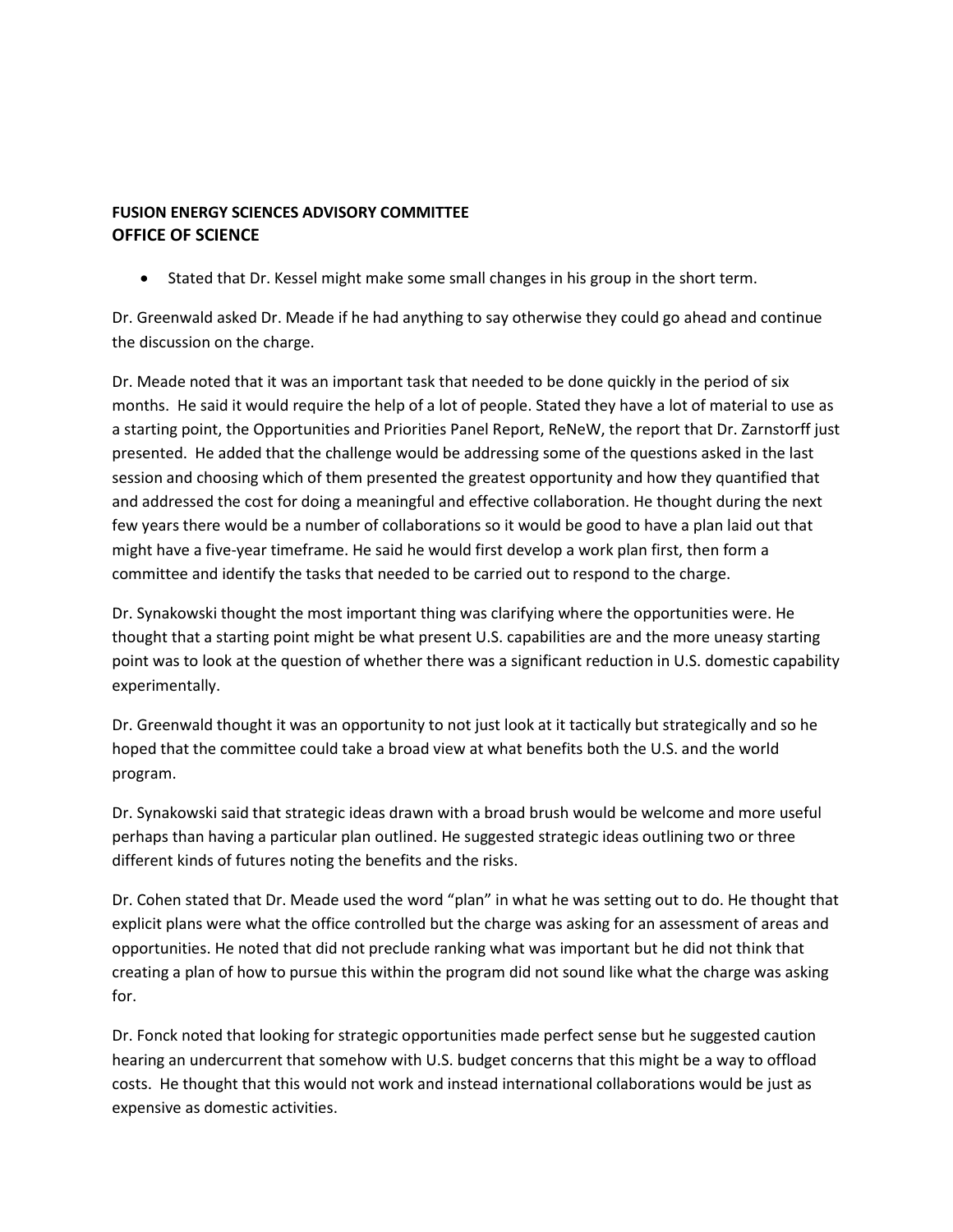- Stated that Dr. Kessel might make some small changes in his group in the short term.

Dr. Greenwald asked Dr. Meade if he had anything to say otherwise they could go ahead and continue the discussion on the charge.

Dr. Meade noted that it was an important task that needed to be done quickly in the period of six months. He said it would require the help of a lot of people. Stated they have a lot of material to use as a starting point, the Opportunities and Priorities Panel Report, ReNeW, the report that Dr. Zarnstorff just presented. He added that the challenge would be addressing some of the questions asked in the last session and choosing which of them presented the greatest opportunity and how they quantified that and addressed the cost for doing a meaningful and effective collaboration. He thought during the next few years there would be a number of collaborations so it would be good to have a plan laid out that might have a five-year timeframe. He said he would first develop a work plan first, then form a committee and identify the tasks that needed to be carried out to respond to the charge.

Dr. Synakowski thought the most important thing was clarifying where the opportunities were. He thought that a starting point might be what present U.S. capabilities are and the more uneasy starting point was to look at the question of whether there was a significant reduction in U.S. domestic capability experimentally.

Dr. Greenwald thought it was an opportunity to not just look at it tactically but strategically and so he hoped that the committee could take a broad view at what benefits both the U.S. and the world program.

Dr. Synakowski said that strategic ideas drawn with a broad brush would be welcome and more useful perhaps than having a particular plan outlined. He suggested strategic ideas outlining two or three different kinds of futures noting the benefits and the risks.

Dr. Cohen stated that Dr. Meade used the word "plan" in what he was setting out to do. He thought that explicit plans were what the office controlled but the charge was asking for an assessment of areas and opportunities. He noted that did not preclude ranking what was important but he did not think that creating a plan of how to pursue this within the program did not sound like what the charge was asking for.

Dr. Fonck noted that looking for strategic opportunities made perfect sense but he suggested caution hearing an undercurrent that somehow with U.S. budget concerns that this might be a way to offload costs. He thought that this would not work and instead international collaborations would be just as expensive as domestic activities.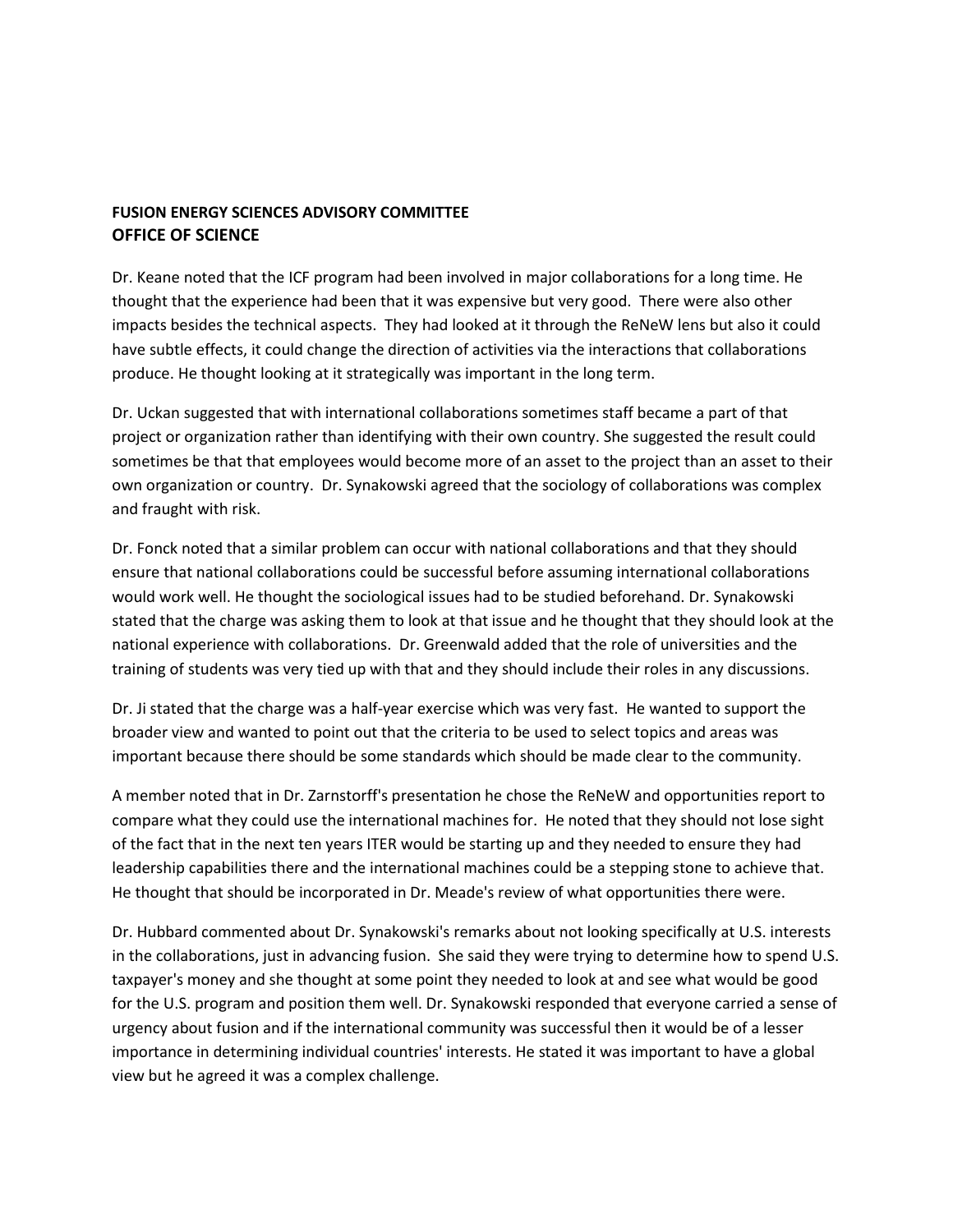**FUSION ENERGY SCIENCES ADVISORY COMMITTEE**
**OFFICE OF SCIENCE**

Dr. Keane noted that the ICF program had been involved in major collaborations for a long time. He thought that the experience had been that it was expensive but very good. There were also other impacts besides the technical aspects. They had looked at it through the ReNeW lens but also it could have subtle effects, it could change the direction of activities via the interactions that collaborations produce. He thought looking at it strategically was important in the long term.

Dr. Uckan suggested that with international collaborations sometimes staff became a part of that project or organization rather than identifying with their own country. She suggested the result could sometimes be that that employees would become more of an asset to the project than an asset to their own organization or country. Dr. Synakowski agreed that the sociology of collaborations was complex and fraught with risk.

Dr. Fonck noted that a similar problem can occur with national collaborations and that they should ensure that national collaborations could be successful before assuming international collaborations would work well. He thought the sociological issues had to be studied beforehand. Dr. Synakowski stated that the charge was asking them to look at that issue and he thought that they should look at the national experience with collaborations. Dr. Greenwald added that the role of universities and the training of students was very tied up with that and they should include their roles in any discussions.

Dr. Ji stated that the charge was a half-year exercise which was very fast. He wanted to support the broader view and wanted to point out that the criteria to be used to select topics and areas was important because there should be some standards which should be made clear to the community.

A member noted that in Dr. Zarnstorff's presentation he chose the ReNeW and opportunities report to compare what they could use the international machines for. He noted that they should not lose sight of the fact that in the next ten years ITER would be starting up and they needed to ensure they had leadership capabilities there and the international machines could be a stepping stone to achieve that. He thought that should be incorporated in Dr. Meade's review of what opportunities there were.

Dr. Hubbard commented about Dr. Synakowski's remarks about not looking specifically at U.S. interests in the collaborations, just in advancing fusion. She said they were trying to determine how to spend U.S. taxpayer's money and she thought at some point they needed to look at and see what would be good for the U.S. program and position them well. Dr. Synakowski responded that everyone carried a sense of urgency about fusion and if the international community was successful then it would be of a lesser importance in determining individual countries' interests. He stated it was important to have a global view but he agreed it was a complex challenge.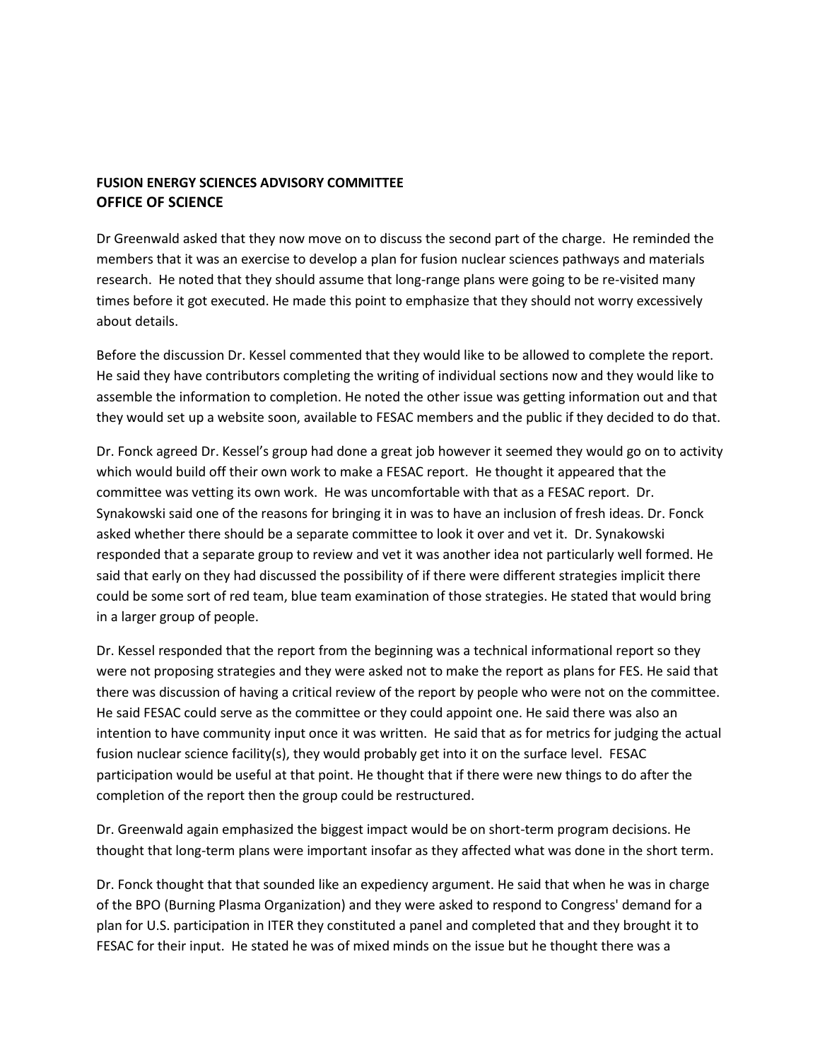**FUSION ENERGY SCIENCES ADVISORY COMMITTEE**
**OFFICE OF SCIENCE**

Dr Greenwald asked that they now move on to discuss the second part of the charge. He reminded the members that it was an exercise to develop a plan for fusion nuclear sciences pathways and materials research. He noted that they should assume that long-range plans were going to be re-visited many times before it got executed. He made this point to emphasize that they should not worry excessively about details.

Before the discussion Dr. Kessel commented that they would like to be allowed to complete the report. He said they have contributors completing the writing of individual sections now and they would like to assemble the information to completion. He noted the other issue was getting information out and that they would set up a website soon, available to FESAC members and the public if they decided to do that.

Dr. Fonck agreed Dr. Kessel's group had done a great job however it seemed they would go on to activity which would build off their own work to make a FESAC report. He thought it appeared that the committee was vetting its own work. He was uncomfortable with that as a FESAC report. Dr. Synakowski said one of the reasons for bringing it in was to have an inclusion of fresh ideas. Dr. Fonck asked whether there should be a separate committee to look it over and vet it. Dr. Synakowski responded that a separate group to review and vet it was another idea not particularly well formed. He said that early on they had discussed the possibility of if there were different strategies implicit there could be some sort of red team, blue team examination of those strategies. He stated that would bring in a larger group of people.

Dr. Kessel responded that the report from the beginning was a technical informational report so they were not proposing strategies and they were asked not to make the report as plans for FES. He said that there was discussion of having a critical review of the report by people who were not on the committee. He said FESAC could serve as the committee or they could appoint one. He said there was also an intention to have community input once it was written. He said that as for metrics for judging the actual fusion nuclear science facility(s), they would probably get into it on the surface level. FESAC participation would be useful at that point. He thought that if there were new things to do after the completion of the report then the group could be restructured.

Dr. Greenwald again emphasized the biggest impact would be on short-term program decisions. He thought that long-term plans were important insofar as they affected what was done in the short term.

Dr. Fonck thought that that sounded like an expediency argument. He said that when he was in charge of the BPO (Burning Plasma Organization) and they were asked to respond to Congress' demand for a plan for U.S. participation in ITER they constituted a panel and completed that and they brought it to FESAC for their input. He stated he was of mixed minds on the issue but he thought there was a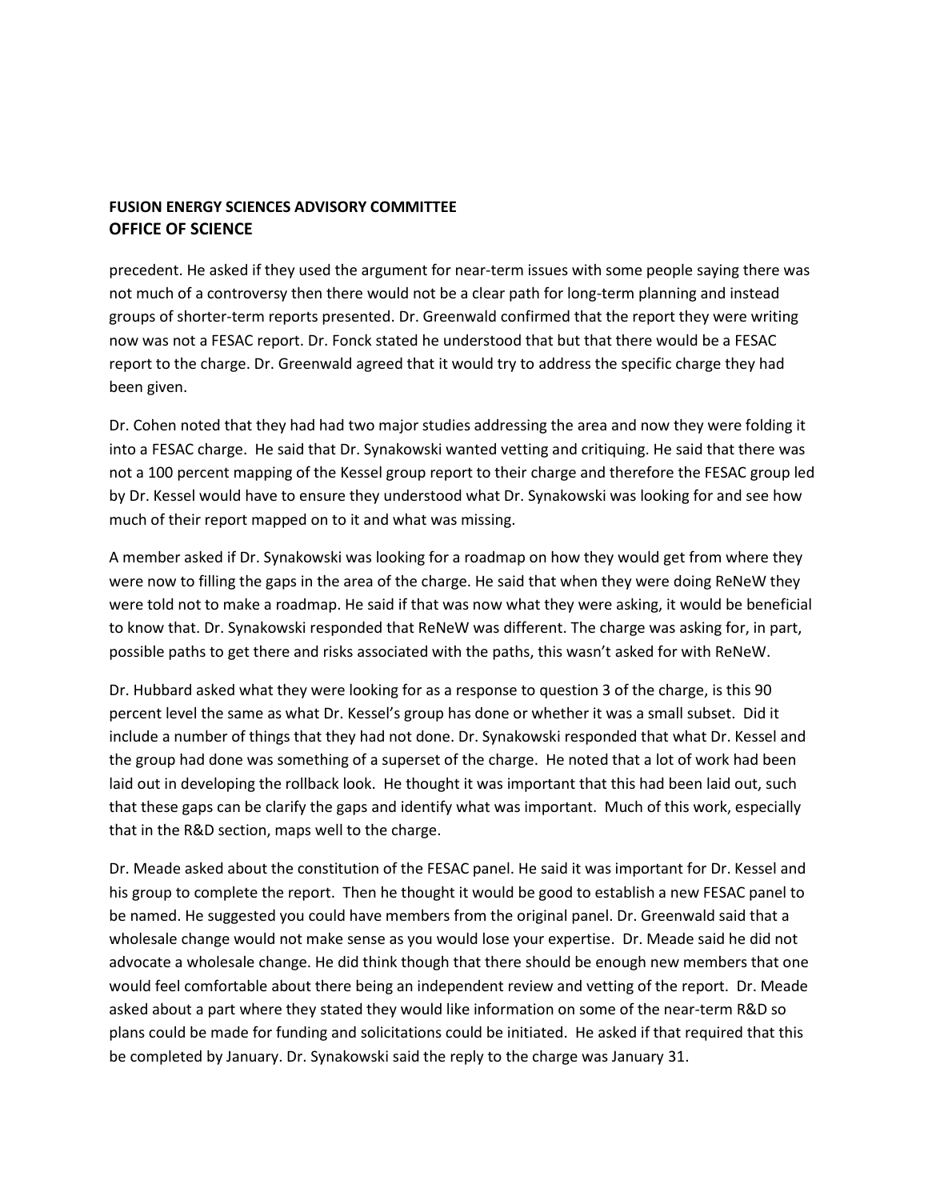precedent. He asked if they used the argument for near-term issues with some people saying there was not much of a controversy then there would not be a clear path for long-term planning and instead groups of shorter-term reports presented. Dr. Greenwald confirmed that the report they were writing now was not a FESAC report. Dr. Fonck stated he understood that but that there would be a FESAC report to the charge. Dr. Greenwald agreed that it would try to address the specific charge they had been given.

Dr. Cohen noted that they had had two major studies addressing the area and now they were folding it into a FESAC charge. He said that Dr. Synakowski wanted vetting and critiquing. He said that there was not a 100 percent mapping of the Kessel group report to their charge and therefore the FESAC group led by Dr. Kessel would have to ensure they understood what Dr. Synakowski was looking for and see how much of their report mapped on to it and what was missing.

A member asked if Dr. Synakowski was looking for a roadmap on how they would get from where they were now to filling the gaps in the area of the charge. He said that when they were doing ReNeW they were told not to make a roadmap. He said if that was now what they were asking, it would be beneficial to know that. Dr. Synakowski responded that ReNeW was different. The charge was asking for, in part, possible paths to get there and risks associated with the paths, this wasn't asked for with ReNeW.

Dr. Hubbard asked what they were looking for as a response to question 3 of the charge, is this 90 percent level the same as what Dr. Kessel's group has done or whether it was a small subset. Did it include a number of things that they had not done. Dr. Synakowski responded that what Dr. Kessel and the group had done was something of a superset of the charge. He noted that a lot of work had been laid out in developing the rollback look. He thought it was important that this had been laid out, such that these gaps can be clarify the gaps and identify what was important. Much of this work, especially that in the R&D section, maps well to the charge.

Dr. Meade asked about the constitution of the FESAC panel. He said it was important for Dr. Kessel and his group to complete the report. Then he thought it would be good to establish a new FESAC panel to be named. He suggested you could have members from the original panel. Dr. Greenwald said that a wholesale change would not make sense as you would lose your expertise. Dr. Meade said he did not advocate a wholesale change. He did think though that there should be enough new members that one would feel comfortable about there being an independent review and vetting of the report. Dr. Meade asked about a part where they stated they would like information on some of the near-term R&D so plans could be made for funding and solicitations could be initiated. He asked if that required that this be completed by January. Dr. Synakowski said the reply to the charge was January 31.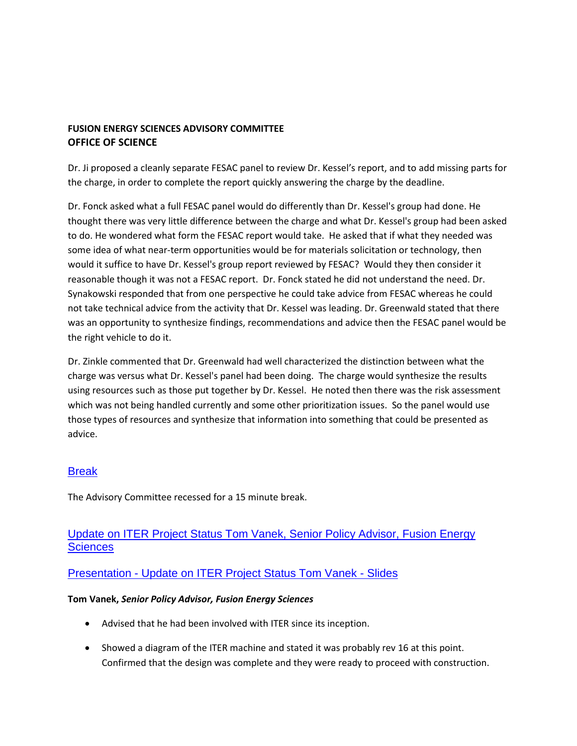**FUSION ENERGY SCIENCES ADVISORY COMMITTEE**
**OFFICE OF SCIENCE**

Dr. Ji proposed a cleanly separate FESAC panel to review Dr. Kessel's report, and to add missing parts for the charge, in order to complete the report quickly answering the charge by the deadline.

Dr. Fonck asked what a full FESAC panel would do differently than Dr. Kessel's group had done. He thought there was very little difference between the charge and what Dr. Kessel's group had been asked to do. He wondered what form the FESAC report would take. He asked that if what they needed was some idea of what near-term opportunities would be for materials solicitation or technology, then would it suffice to have Dr. Kessel's group report reviewed by FESAC? Would they then consider it reasonable though it was not a FESAC report. Dr. Fonck stated he did not understand the need. Dr. Synakowski responded that from one perspective he could take advice from FESAC whereas he could not take technical advice from the activity that Dr. Kessel was leading. Dr. Greenwald stated that there was an opportunity to synthesize findings, recommendations and advice then the FESAC panel would be the right vehicle to do it.

Dr. Zinkle commented that Dr. Greenwald had well characterized the distinction between what the charge was versus what Dr. Kessel's panel had been doing. The charge would synthesize the results using resources such as those put together by Dr. Kessel. He noted then there was the risk assessment which was not being handled currently and some other prioritization issues. So the panel would use those types of resources and synthesize that information into something that could be presented as advice.

## Break

The Advisory Committee recessed for a 15 minute break.

## Update on ITER Project Status Tom Vanek, Senior Policy Advisor, Fusion Energy Sciences

## Presentation - Update on ITER Project Status Tom Vanek - Slides

**Tom Vanek, *Senior Policy Advisor, Fusion Energy Sciences***

- Advised that he had been involved with ITER since its inception.
- Showed a diagram of the ITER machine and stated it was probably rev 16 at this point. Confirmed that the design was complete and they were ready to proceed with construction.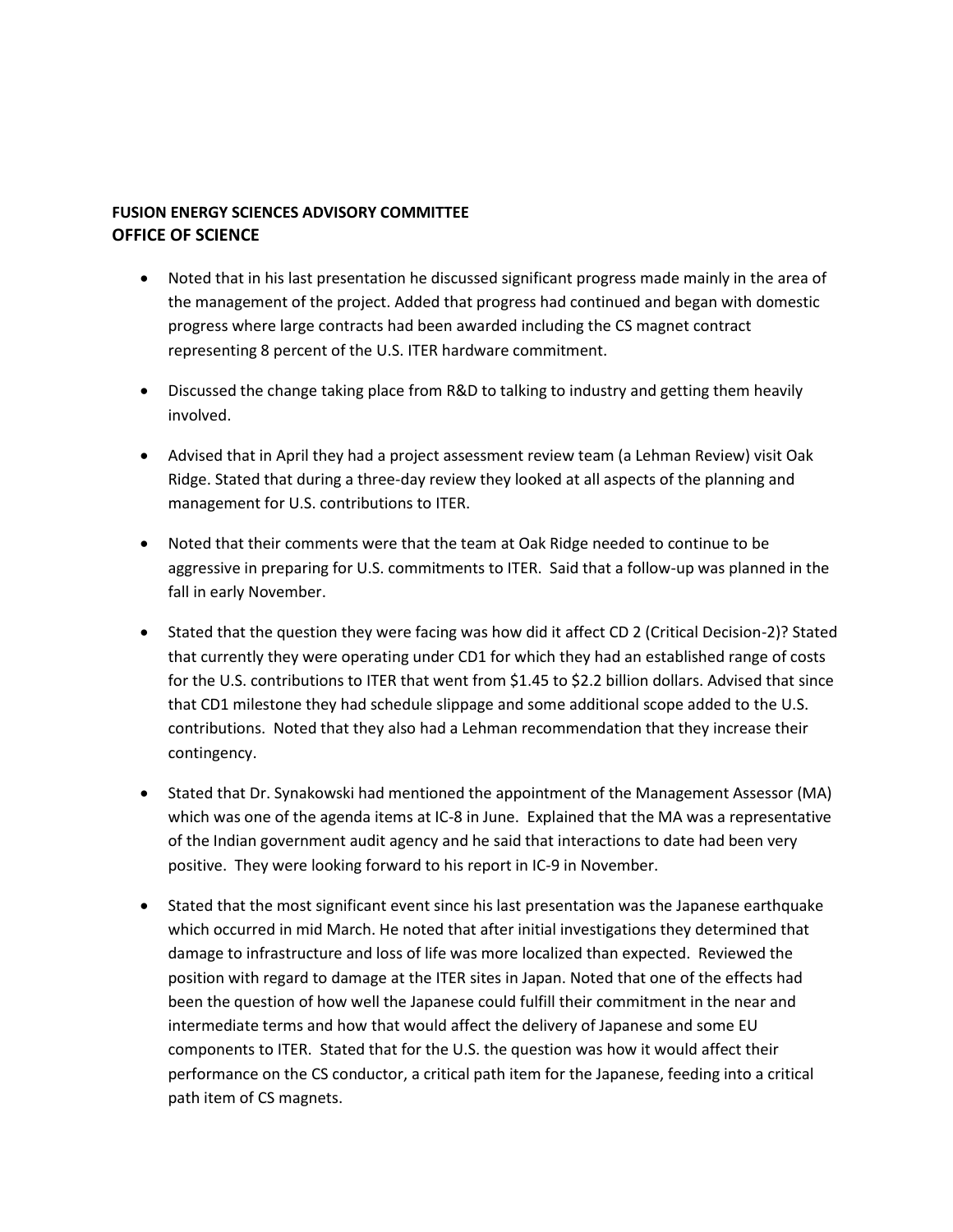**FUSION ENERGY SCIENCES ADVISORY COMMITTEE**
**OFFICE OF SCIENCE**

- Noted that in his last presentation he discussed significant progress made mainly in the area of the management of the project. Added that progress had continued and began with domestic progress where large contracts had been awarded including the CS magnet contract representing 8 percent of the U.S. ITER hardware commitment.

- Discussed the change taking place from R&D to talking to industry and getting them heavily involved.

- Advised that in April they had a project assessment review team (a Lehman Review) visit Oak Ridge. Stated that during a three-day review they looked at all aspects of the planning and management for U.S. contributions to ITER.

- Noted that their comments were that the team at Oak Ridge needed to continue to be aggressive in preparing for U.S. commitments to ITER. Said that a follow-up was planned in the fall in early November.

- Stated that the question they were facing was how did it affect CD 2 (Critical Decision-2)? Stated that currently they were operating under CD1 for which they had an established range of costs for the U.S. contributions to ITER that went from $1.45 to $2.2 billion dollars. Advised that since that CD1 milestone they had schedule slippage and some additional scope added to the U.S. contributions. Noted that they also had a Lehman recommendation that they increase their contingency.

- Stated that Dr. Synakowski had mentioned the appointment of the Management Assessor (MA) which was one of the agenda items at IC-8 in June. Explained that the MA was a representative of the Indian government audit agency and he said that interactions to date had been very positive. They were looking forward to his report in IC-9 in November.

- Stated that the most significant event since his last presentation was the Japanese earthquake which occurred in mid March. He noted that after initial investigations they determined that damage to infrastructure and loss of life was more localized than expected. Reviewed the position with regard to damage at the ITER sites in Japan. Noted that one of the effects had been the question of how well the Japanese could fulfill their commitment in the near and intermediate terms and how that would affect the delivery of Japanese and some EU components to ITER. Stated that for the U.S. the question was how it would affect their performance on the CS conductor, a critical path item for the Japanese, feeding into a critical path item of CS magnets.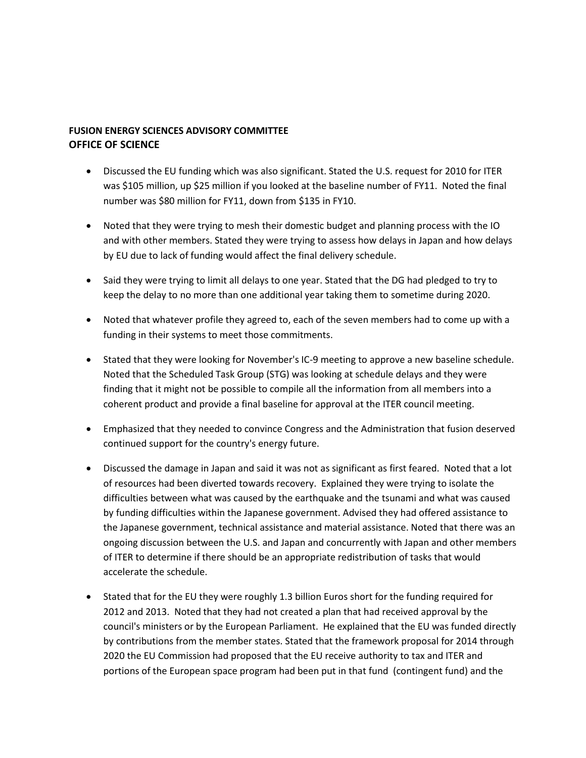**FUSION ENERGY SCIENCES ADVISORY COMMITTEE**
**OFFICE OF SCIENCE**

- Discussed the EU funding which was also significant. Stated the U.S. request for 2010 for ITER was $105 million, up $25 million if you looked at the baseline number of FY11. Noted the final number was $80 million for FY11, down from $135 in FY10.

- Noted that they were trying to mesh their domestic budget and planning process with the IO and with other members. Stated they were trying to assess how delays in Japan and how delays by EU due to lack of funding would affect the final delivery schedule.

- Said they were trying to limit all delays to one year. Stated that the DG had pledged to try to keep the delay to no more than one additional year taking them to sometime during 2020.

- Noted that whatever profile they agreed to, each of the seven members had to come up with a funding in their systems to meet those commitments.

- Stated that they were looking for November's IC-9 meeting to approve a new baseline schedule. Noted that the Scheduled Task Group (STG) was looking at schedule delays and they were finding that it might not be possible to compile all the information from all members into a coherent product and provide a final baseline for approval at the ITER council meeting.

- Emphasized that they needed to convince Congress and the Administration that fusion deserved continued support for the country's energy future.

- Discussed the damage in Japan and said it was not as significant as first feared. Noted that a lot of resources had been diverted towards recovery. Explained they were trying to isolate the difficulties between what was caused by the earthquake and the tsunami and what was caused by funding difficulties within the Japanese government. Advised they had offered assistance to the Japanese government, technical assistance and material assistance. Noted that there was an ongoing discussion between the U.S. and Japan and concurrently with Japan and other members of ITER to determine if there should be an appropriate redistribution of tasks that would accelerate the schedule.

- Stated that for the EU they were roughly 1.3 billion Euros short for the funding required for 2012 and 2013. Noted that they had not created a plan that had received approval by the council's ministers or by the European Parliament. He explained that the EU was funded directly by contributions from the member states. Stated that the framework proposal for 2014 through 2020 the EU Commission had proposed that the EU receive authority to tax and ITER and portions of the European space program had been put in that fund (contingent fund) and the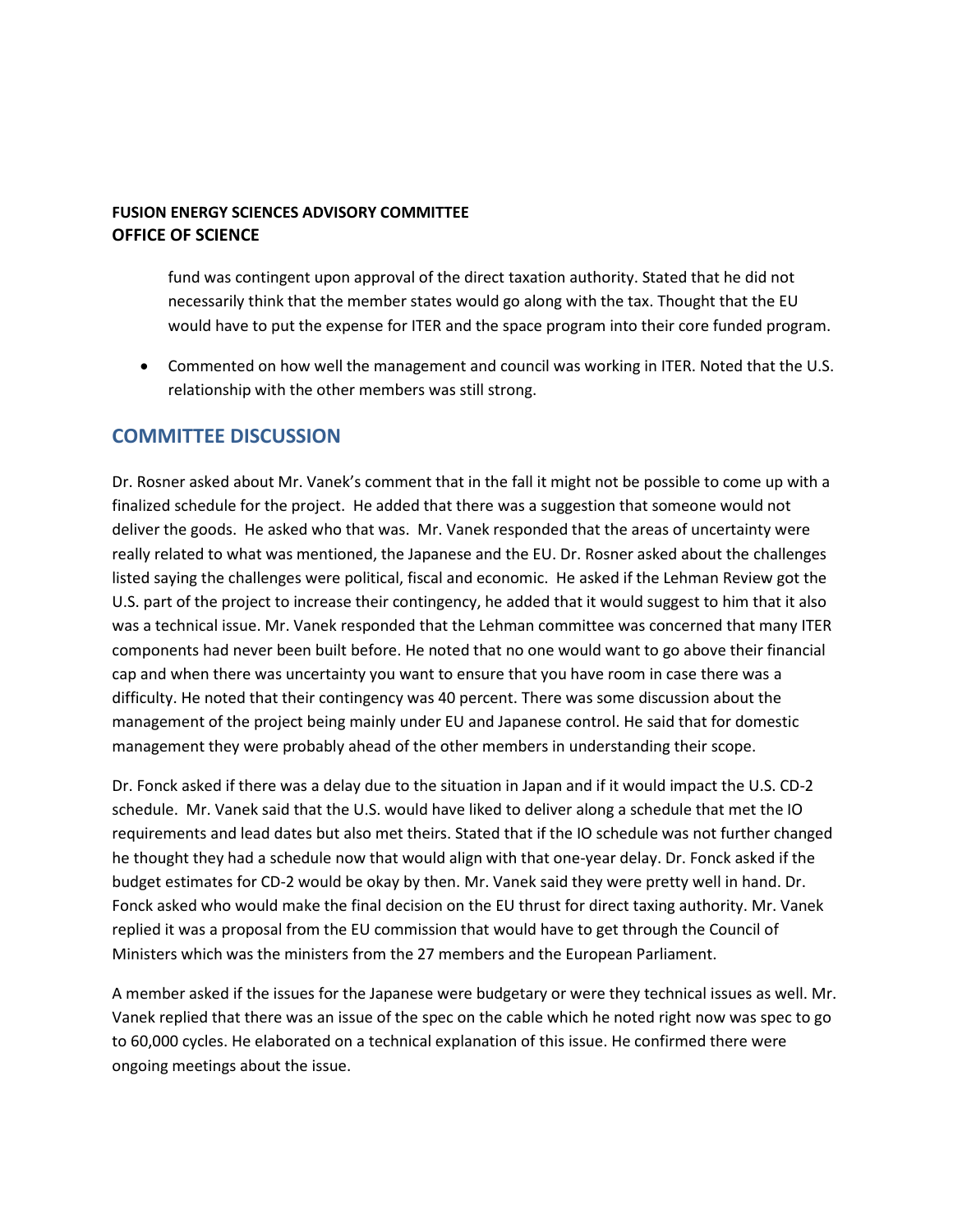fund was contingent upon approval of the direct taxation authority. Stated that he did not necessarily think that the member states would go along with the tax. Thought that the EU would have to put the expense for ITER and the space program into their core funded program.

- Commented on how well the management and council was working in ITER. Noted that the U.S. relationship with the other members was still strong.

## COMMITTEE DISCUSSION

Dr. Rosner asked about Mr. Vanek's comment that in the fall it might not be possible to come up with a finalized schedule for the project. He added that there was a suggestion that someone would not deliver the goods. He asked who that was. Mr. Vanek responded that the areas of uncertainty were really related to what was mentioned, the Japanese and the EU. Dr. Rosner asked about the challenges listed saying the challenges were political, fiscal and economic. He asked if the Lehman Review got the U.S. part of the project to increase their contingency, he added that it would suggest to him that it also was a technical issue. Mr. Vanek responded that the Lehman committee was concerned that many ITER components had never been built before. He noted that no one would want to go above their financial cap and when there was uncertainty you want to ensure that you have room in case there was a difficulty. He noted that their contingency was 40 percent. There was some discussion about the management of the project being mainly under EU and Japanese control. He said that for domestic management they were probably ahead of the other members in understanding their scope.

Dr. Fonck asked if there was a delay due to the situation in Japan and if it would impact the U.S. CD-2 schedule. Mr. Vanek said that the U.S. would have liked to deliver along a schedule that met the IO requirements and lead dates but also met theirs. Stated that if the IO schedule was not further changed he thought they had a schedule now that would align with that one-year delay. Dr. Fonck asked if the budget estimates for CD-2 would be okay by then. Mr. Vanek said they were pretty well in hand. Dr. Fonck asked who would make the final decision on the EU thrust for direct taxing authority. Mr. Vanek replied it was a proposal from the EU commission that would have to get through the Council of Ministers which was the ministers from the 27 members and the European Parliament.

A member asked if the issues for the Japanese were budgetary or were they technical issues as well. Mr. Vanek replied that there was an issue of the spec on the cable which he noted right now was spec to go to 60,000 cycles. He elaborated on a technical explanation of this issue. He confirmed there were ongoing meetings about the issue.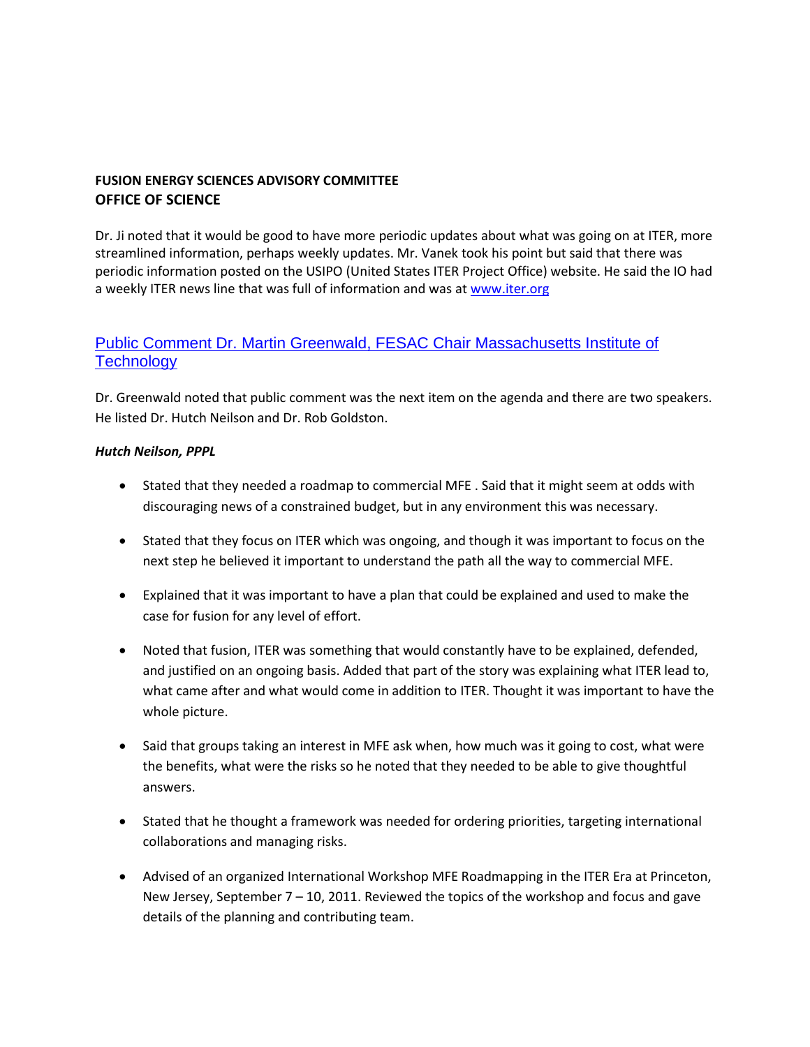**FUSION ENERGY SCIENCES ADVISORY COMMITTEE**
**OFFICE OF SCIENCE**

Dr. Ji noted that it would be good to have more periodic updates about what was going on at ITER, more streamlined information, perhaps weekly updates. Mr. Vanek took his point but said that there was periodic information posted on the USIPO (United States ITER Project Office) website. He said the IO had a weekly ITER news line that was full of information and was at www.iter.org

## Public Comment Dr. Martin Greenwald, FESAC Chair Massachusetts Institute of Technology

Dr. Greenwald noted that public comment was the next item on the agenda and there are two speakers. He listed Dr. Hutch Neilson and Dr. Rob Goldston.

***Hutch Neilson, PPPL***

- Stated that they needed a roadmap to commercial MFE . Said that it might seem at odds with discouraging news of a constrained budget, but in any environment this was necessary.
- Stated that they focus on ITER which was ongoing, and though it was important to focus on the next step he believed it important to understand the path all the way to commercial MFE.
- Explained that it was important to have a plan that could be explained and used to make the case for fusion for any level of effort.
- Noted that fusion, ITER was something that would constantly have to be explained, defended, and justified on an ongoing basis. Added that part of the story was explaining what ITER lead to, what came after and what would come in addition to ITER. Thought it was important to have the whole picture.
- Said that groups taking an interest in MFE ask when, how much was it going to cost, what were the benefits, what were the risks so he noted that they needed to be able to give thoughtful answers.
- Stated that he thought a framework was needed for ordering priorities, targeting international collaborations and managing risks.
- Advised of an organized International Workshop MFE Roadmapping in the ITER Era at Princeton, New Jersey, September 7 – 10, 2011. Reviewed the topics of the workshop and focus and gave details of the planning and contributing team.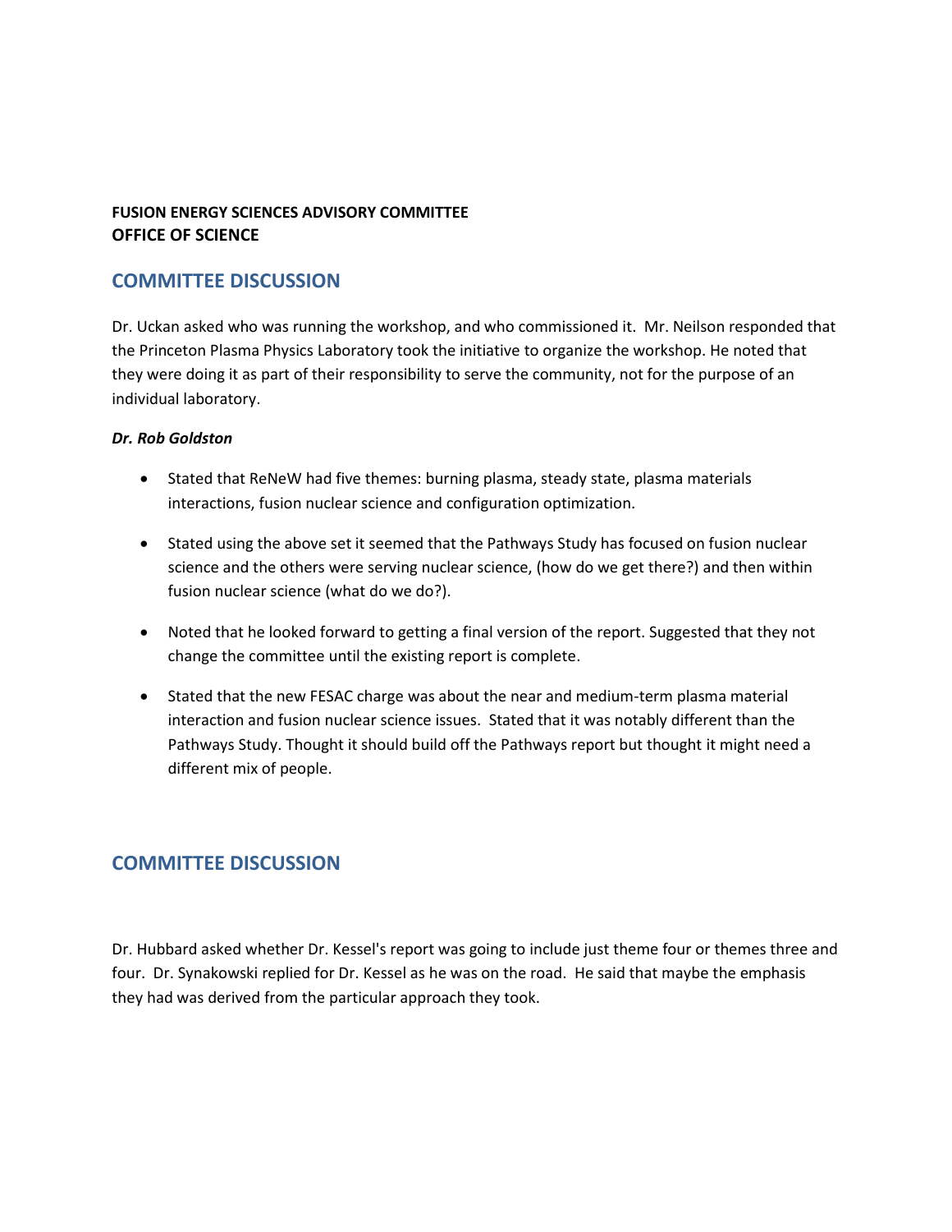**FUSION ENERGY SCIENCES ADVISORY COMMITTEE**
**OFFICE OF SCIENCE**

## COMMITTEE DISCUSSION

Dr. Uckan asked who was running the workshop, and who commissioned it. Mr. Neilson responded that the Princeton Plasma Physics Laboratory took the initiative to organize the workshop. He noted that they were doing it as part of their responsibility to serve the community, not for the purpose of an individual laboratory.

***Dr. Rob Goldston***

- Stated that ReNeW had five themes: burning plasma, steady state, plasma materials interactions, fusion nuclear science and configuration optimization.
- Stated using the above set it seemed that the Pathways Study has focused on fusion nuclear science and the others were serving nuclear science, (how do we get there?) and then within fusion nuclear science (what do we do?).
- Noted that he looked forward to getting a final version of the report. Suggested that they not change the committee until the existing report is complete.
- Stated that the new FESAC charge was about the near and medium-term plasma material interaction and fusion nuclear science issues. Stated that it was notably different than the Pathways Study. Thought it should build off the Pathways report but thought it might need a different mix of people.

## COMMITTEE DISCUSSION

Dr. Hubbard asked whether Dr. Kessel's report was going to include just theme four or themes three and four. Dr. Synakowski replied for Dr. Kessel as he was on the road. He said that maybe the emphasis they had was derived from the particular approach they took.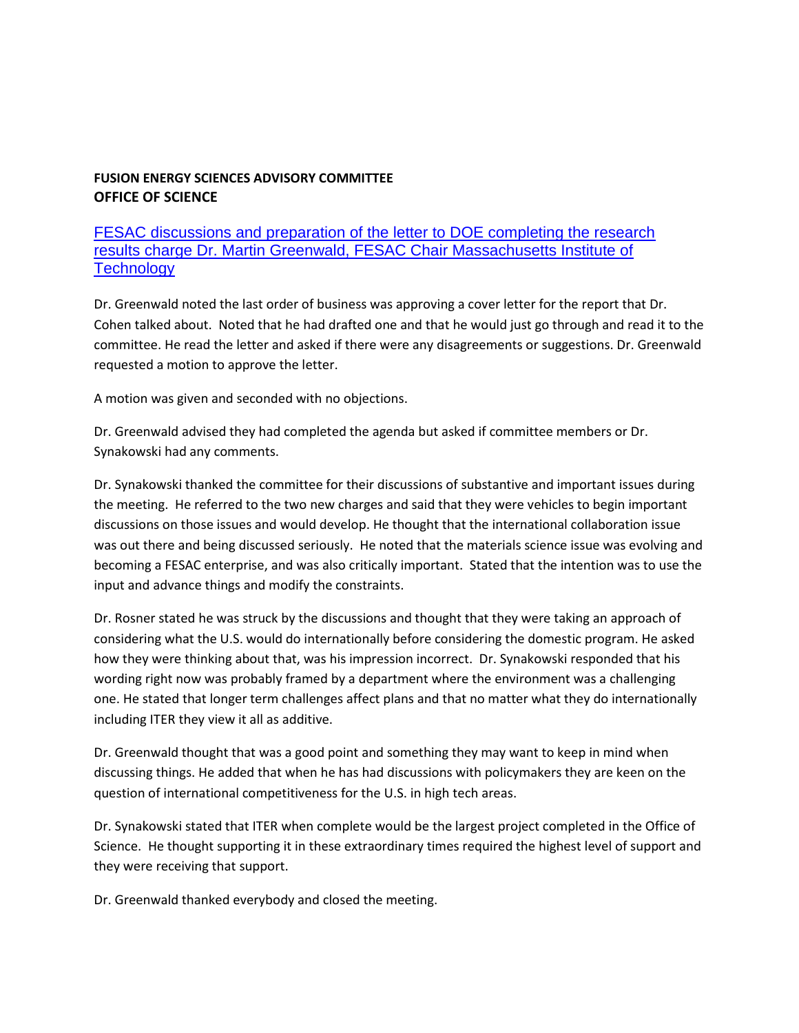**FUSION ENERGY SCIENCES ADVISORY COMMITTEE**
**OFFICE OF SCIENCE**

FESAC discussions and preparation of the letter to DOE completing the research results charge Dr. Martin Greenwald, FESAC Chair Massachusetts Institute of Technology

Dr. Greenwald noted the last order of business was approving a cover letter for the report that Dr. Cohen talked about. Noted that he had drafted one and that he would just go through and read it to the committee. He read the letter and asked if there were any disagreements or suggestions. Dr. Greenwald requested a motion to approve the letter.

A motion was given and seconded with no objections.

Dr. Greenwald advised they had completed the agenda but asked if committee members or Dr. Synakowski had any comments.

Dr. Synakowski thanked the committee for their discussions of substantive and important issues during the meeting. He referred to the two new charges and said that they were vehicles to begin important discussions on those issues and would develop. He thought that the international collaboration issue was out there and being discussed seriously. He noted that the materials science issue was evolving and becoming a FESAC enterprise, and was also critically important. Stated that the intention was to use the input and advance things and modify the constraints.

Dr. Rosner stated he was struck by the discussions and thought that they were taking an approach of considering what the U.S. would do internationally before considering the domestic program. He asked how they were thinking about that, was his impression incorrect. Dr. Synakowski responded that his wording right now was probably framed by a department where the environment was a challenging one. He stated that longer term challenges affect plans and that no matter what they do internationally including ITER they view it all as additive.

Dr. Greenwald thought that was a good point and something they may want to keep in mind when discussing things. He added that when he has had discussions with policymakers they are keen on the question of international competitiveness for the U.S. in high tech areas.

Dr. Synakowski stated that ITER when complete would be the largest project completed in the Office of Science. He thought supporting it in these extraordinary times required the highest level of support and they were receiving that support.

Dr. Greenwald thanked everybody and closed the meeting.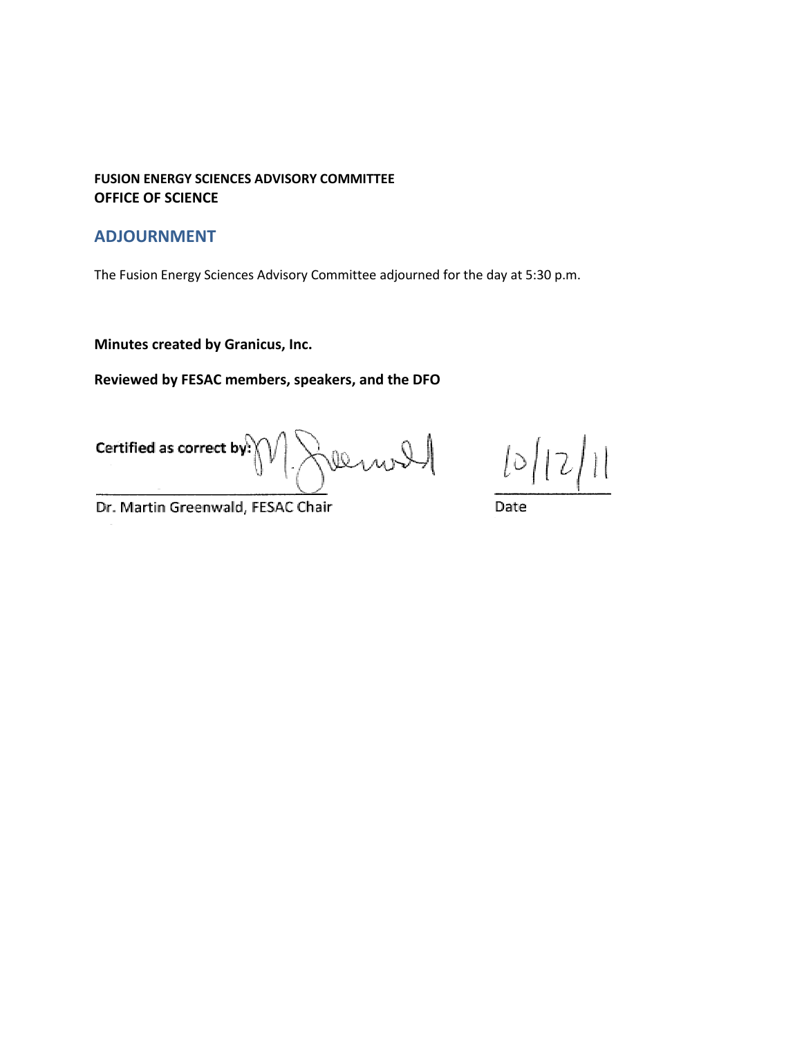**FUSION ENERGY SCIENCES ADVISORY COMMITTEE**
**OFFICE OF SCIENCE**

## ADJOURNMENT

The Fusion Energy Sciences Advisory Committee adjourned for the day at 5:30 p.m.

**Minutes created by Granicus, Inc.**

**Reviewed by FESAC members, speakers, and the DFO**

**Certified as correct by:** M. Greenwald 10/12/11

Dr. Martin Greenwald, FESAC Chair

Date